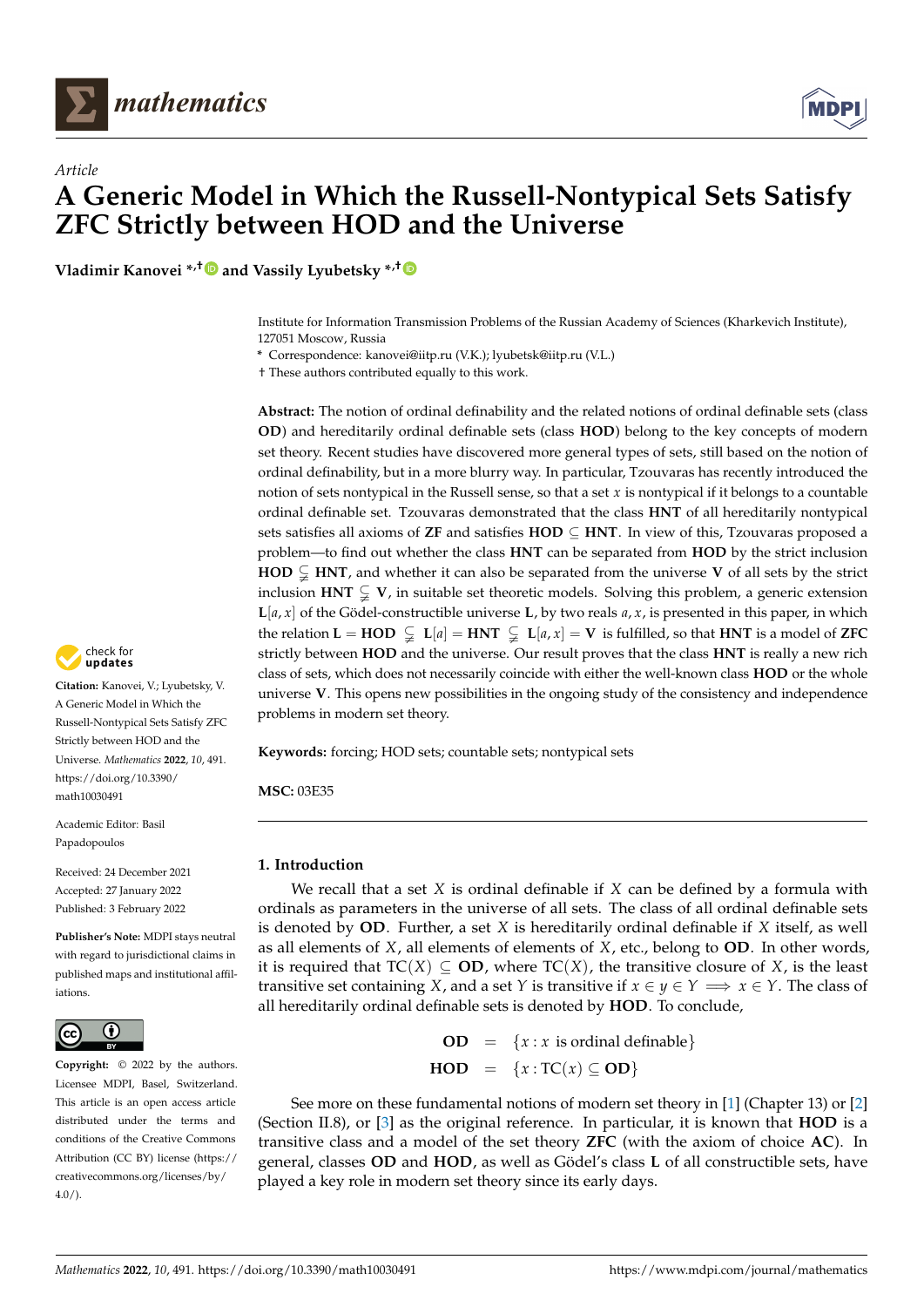*Article*

# A Generic Model in Which the Russell-Nontypical Sets Satisfy ZFC Strictly between HOD and the Universe

**Vladimir Kanovei \*,† and Vassily Lyubetsky \*,†**

Institute for Information Transmission Problems of the Russian Academy of Sciences (Kharkevich Institute), 127051 Moscow, Russia

\* Correspondence: kanovei@iitp.ru (V.K.); lyubetsk@iitp.ru (V.L.)

† These authors contributed equally to this work.

**Abstract:** The notion of ordinal definability and the related notions of ordinal definable sets (class **OD**) and hereditarily ordinal definable sets (class **HOD**) belong to the key concepts of modern set theory. Recent studies have discovered more general types of sets, still based on the notion of ordinal definability, but in a more blurry way. In particular, Tzouvaras has recently introduced the notion of sets nontypical in the Russell sense, so that a set $x$ is nontypical if it belongs to a countable ordinal definable set. Tzouvaras demonstrated that the class **HNT** of all hereditarily nontypical sets satisfies all axioms of **ZF** and satisfies $\mathbf{HOD} \subseteq \mathbf{HNT}$. In view of this, Tzouvaras proposed a problem—to find out whether the class **HNT** can be separated from **HOD** by the strict inclusion $\mathbf{HOD} \subsetneqq \mathbf{HNT}$, and whether it can also be separated from the universe **V** of all sets by the strict inclusion $\mathbf{HNT} \subsetneqq \mathbf{V}$, in suitable set theoretic models. Solving this problem, a generic extension $\mathbf{L}[a, x]$ of the Gödel-constructible universe **L**, by two reals $a, x$, is presented in this paper, in which the relation $\mathbf{L} = \mathbf{HOD} \subsetneqq \mathbf{L}[a] = \mathbf{HNT} \subsetneqq \mathbf{L}[a, x] = \mathbf{V}$ is fulfilled, so that **HNT** is a model of **ZFC** strictly between **HOD** and the universe. Our result proves that the class **HNT** is really a new rich class of sets, which does not necessarily coincide with either the well-known class **HOD** or the whole universe **V**. This opens new possibilities in the ongoing study of the consistency and independence problems in modern set theory.

**Keywords:** forcing; HOD sets; countable sets; nontypical sets

**MSC:** 03E35

**Citation:** Kanovei, V.; Lyubetsky, V. A Generic Model in Which the Russell-Nontypical Sets Satisfy ZFC Strictly between HOD and the Universe. *Mathematics* **2022**, *10*, 491. https://doi.org/10.3390/math10030491

Academic Editor: Basil Papadopoulos

Received: 24 December 2021
Accepted: 27 January 2022
Published: 3 February 2022

**Publisher's Note:** MDPI stays neutral with regard to jurisdictional claims in published maps and institutional affiliations.

**Copyright:** © 2022 by the authors. Licensee MDPI, Basel, Switzerland. This article is an open access article distributed under the terms and conditions of the Creative Commons Attribution (CC BY) license (https://creativecommons.org/licenses/by/4.0/).

## 1. Introduction

We recall that a set $X$ is ordinal definable if $X$ can be defined by a formula with ordinals as parameters in the universe of all sets. The class of all ordinal definable sets is denoted by **OD**. Further, a set $X$ is hereditarily ordinal definable if $X$ itself, as well as all elements of $X$, all elements of elements of $X$, etc., belong to **OD**. In other words, it is required that $\mathrm{TC}(X) \subseteq \mathbf{OD}$, where $\mathrm{TC}(X)$, the transitive closure of $X$, is the least transitive set containing $X$, and a set $Y$ is transitive if $x \in y \in Y \implies x \in Y$. The class of all hereditarily ordinal definable sets is denoted by **HOD**. To conclude,

$$
\begin{aligned}
\mathbf{OD} &= \{x : x \text{ is ordinal definable}\} \\
\mathbf{HOD} &= \{x : \mathrm{TC}(x) \subseteq \mathbf{OD}\}
\end{aligned}
$$

See more on these fundamental notions of modern set theory in [1] (Chapter 13) or [2] (Section II.8), or [3] as the original reference. In particular, it is known that **HOD** is a transitive class and a model of the set theory **ZFC** (with the axiom of choice **AC**). In general, classes **OD** and **HOD**, as well as Gödel's class **L** of all constructible sets, have played a key role in modern set theory since its early days.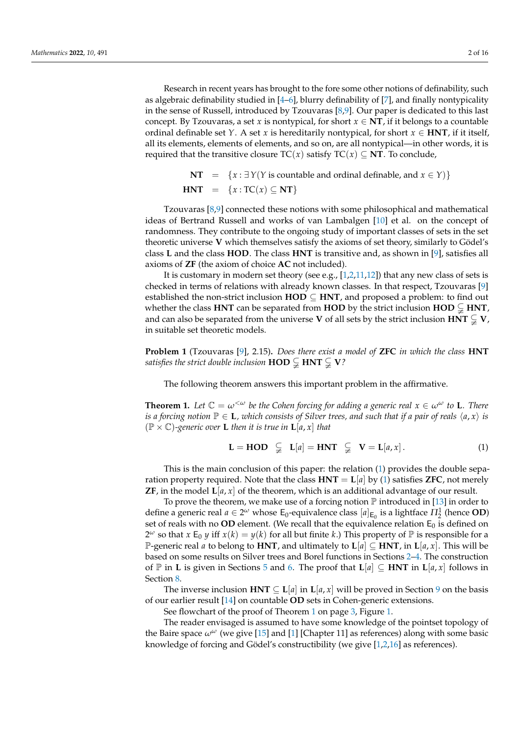Research in recent years has brought to the fore some other notions of definability, such as algebraic definability studied in [4–6], blurry definability of [7], and finally nontypicality in the sense of Russell, introduced by Tzouvaras [8,9]. Our paper is dedicated to this last concept. By Tzouvaras, a set $x$ is nontypical, for short $x \in \mathbf{NT}$, if it belongs to a countable ordinal definable set $Y$. A set $x$ is hereditarily nontypical, for short $x \in \mathbf{HNT}$, if it itself, all its elements, elements of elements, and so on, are all nontypical—in other words, it is required that the transitive closure $\mathrm{TC}(x)$ satisfy $\mathrm{TC}(x) \subseteq \mathbf{NT}$. To conclude,

$$\begin{aligned}\mathbf{NT} &= \{x : \exists\, Y (Y \text{ is countable and ordinal definable, and } x \in Y)\} \\ \mathbf{HNT} &= \{x : \mathrm{TC}(x) \subseteq \mathbf{NT}\}\end{aligned}$$

Tzouvaras [8,9] connected these notions with some philosophical and mathematical ideas of Bertrand Russell and works of van Lambalgen [10] et al. on the concept of randomness. They contribute to the ongoing study of important classes of sets in the set theoretic universe $\mathbf{V}$ which themselves satisfy the axioms of set theory, similarly to Gödel's class $\mathbf{L}$ and the class $\mathbf{HOD}$. The class $\mathbf{HNT}$ is transitive and, as shown in [9], satisfies all axioms of $\mathbf{ZF}$ (the axiom of choice $\mathbf{AC}$ not included).

It is customary in modern set theory (see e.g., [1,2,11,12]) that any new class of sets is checked in terms of relations with already known classes. In that respect, Tzouvaras [9] established the non-strict inclusion $\mathbf{HOD} \subseteq \mathbf{HNT}$, and proposed a problem: to find out whether the class $\mathbf{HNT}$ can be separated from $\mathbf{HOD}$ by the strict inclusion $\mathbf{HOD} \subsetneqq \mathbf{HNT}$, and can also be separated from the universe $\mathbf{V}$ of all sets by the strict inclusion $\mathbf{HNT} \subsetneqq \mathbf{V}$, in suitable set theoretic models.

**Problem 1** (Tzouvaras [9], 2.15)**.** *Does there exist a model of* **ZFC** *in which the class* **HNT** *satisfies the strict double inclusion* $\mathbf{HOD} \subsetneqq \mathbf{HNT} \subsetneqq \mathbf{V}$*?*

The following theorem answers this important problem in the affirmative.

**Theorem 1.** *Let $\mathbb{C} = \omega^{<\omega}$ be the Cohen forcing for adding a generic real $x \in \omega^\omega$ to* $\mathbf{L}$*. There is a forcing notion $\mathbb{P} \in \mathbf{L}$, which consists of Silver trees, and such that if a pair of reals $\langle a, x\rangle$ is $(\mathbb{P} \times \mathbb{C})$-generic over* $\mathbf{L}$ *then it is true in* $\mathbf{L}[a, x]$ *that*

$$\mathbf{L} = \mathbf{HOD} \;\subsetneqq\; \mathbf{L}[a] = \mathbf{HNT} \;\subsetneqq\; \mathbf{V} = \mathbf{L}[a, x]\,. \tag{1}$$

This is the main conclusion of this paper: the relation (1) provides the double separation property required. Note that the class $\mathbf{HNT} = \mathbf{L}[a]$ by (1) satisfies $\mathbf{ZFC}$, not merely $\mathbf{ZF}$, in the model $\mathbf{L}[a, x]$ of the theorem, which is an additional advantage of our result.

To prove the theorem, we make use of a forcing notion $\mathbb{P}$ introduced in [13] in order to define a generic real $a \in 2^\omega$ whose $\mathsf{E}_0$-equivalence class $[a]_{\mathsf{E}_0}$ is a lightface $\Pi^1_2$ (hence $\mathbf{OD}$) set of reals with no $\mathbf{OD}$ element. (We recall that the equivalence relation $\mathsf{E}_0$ is defined on $2^\omega$ so that $x \;\mathsf{E}_0\; y$ iff $x(k) = y(k)$ for all but finite $k$.) This property of $\mathbb{P}$ is responsible for a $\mathbb{P}$-generic real $a$ to belong to $\mathbf{HNT}$, and ultimately to $\mathbf{L}[a] \subseteq \mathbf{HNT}$, in $\mathbf{L}[a, x]$. This will be based on some results on Silver trees and Borel functions in Sections 2–4. The construction of $\mathbb{P}$ in $\mathbf{L}$ is given in Sections 5 and 6. The proof that $\mathbf{L}[a] \subseteq \mathbf{HNT}$ in $\mathbf{L}[a, x]$ follows in Section 8.

The inverse inclusion $\mathbf{HNT} \subseteq \mathbf{L}[a]$ in $\mathbf{L}[a, x]$ will be proved in Section 9 on the basis of our earlier result [14] on countable $\mathbf{OD}$ sets in Cohen-generic extensions.

See flowchart of the proof of Theorem 1 on page 3, Figure 1.

The reader envisaged is assumed to have some knowledge of the pointset topology of the Baire space $\omega^\omega$ (we give [15] and [1] [Chapter 11] as references) along with some basic knowledge of forcing and Gödel's constructibility (we give [1,2,16] as references).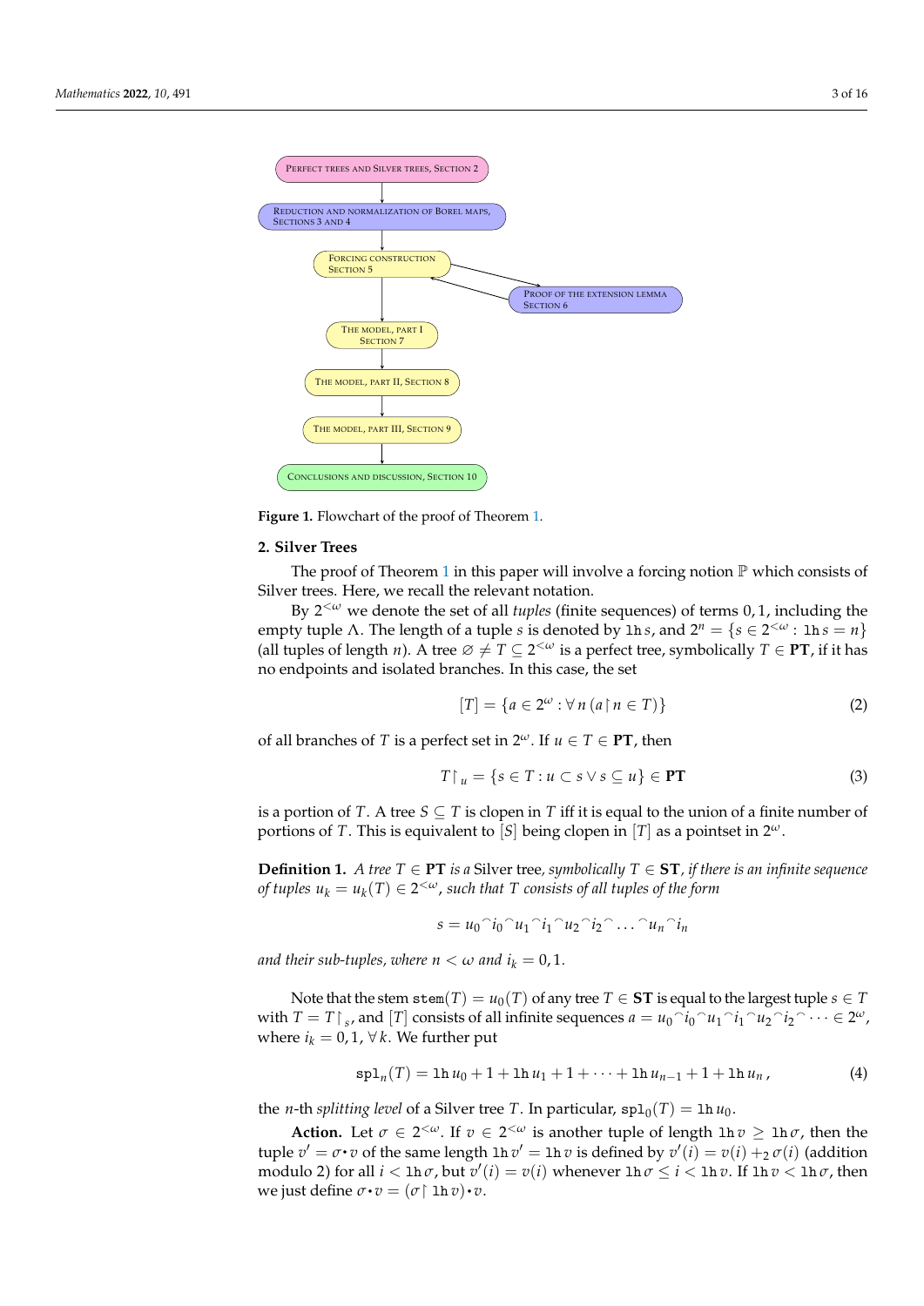Figure 1. Flowchart of the proof of Theorem 1.

## 2. Silver Trees

The proof of Theorem 1 in this paper will involve a forcing notion $\mathbb{P}$ which consists of Silver trees. Here, we recall the relevant notation.

By $2^{<\omega}$ we denote the set of all *tuples* (finite sequences) of terms 0, 1, including the empty tuple $\Lambda$. The length of a tuple $s$ is denoted by $\mathtt{lh}\, s$, and $2^n = \{s \in 2^{<\omega} : \mathtt{lh}\, s = n\}$ (all tuples of length $n$). A tree $\varnothing \neq T \subseteq 2^{<\omega}$ is a perfect tree, symbolically $T \in \mathbf{PT}$, if it has no endpoints and isolated branches. In this case, the set

$$[T] = \{a \in 2^\omega : \forall\, n\, (a \restriction n \in T)\} \tag{2}$$

of all branches of $T$ is a perfect set in $2^\omega$. If $u \in T \in \mathbf{PT}$, then

$$T \restriction_u = \{s \in T : u \subset s \vee s \subseteq u\} \in \mathbf{PT} \tag{3}$$

is a portion of $T$. A tree $S \subseteq T$ is clopen in $T$ iff it is equal to the union of a finite number of portions of $T$. This is equivalent to $[S]$ being clopen in $[T]$ as a pointset in $2^\omega$.

**Definition 1.** *A tree $T \in \mathbf{PT}$ is a* Silver tree*, symbolically $T \in \mathbf{ST}$, if there is an infinite sequence of tuples $u_k = u_k(T) \in 2^{<\omega}$, such that $T$ consists of all tuples of the form*

$$s = u_0{}^\frown i_0{}^\frown u_1{}^\frown i_1{}^\frown u_2{}^\frown i_2{}^\frown \ldots {}^\frown u_n{}^\frown i_n$$

*and their sub-tuples, where $n < \omega$ and $i_k = 0, 1$.*

Note that the stem $\mathtt{stem}(T) = u_0(T)$ of any tree $T \in \mathbf{ST}$ is equal to the largest tuple $s \in T$ with $T = T \restriction_s$, and $[T]$ consists of all infinite sequences $a = u_0{}^\frown i_0{}^\frown u_1{}^\frown i_1{}^\frown u_2{}^\frown i_2{}^\frown \cdots \in 2^\omega$, where $i_k = 0, 1$, $\forall\, k$. We further put

$$\mathtt{spl}_n(T) = \mathtt{lh}\, u_0 + 1 + \mathtt{lh}\, u_1 + 1 + \cdots + \mathtt{lh}\, u_{n-1} + 1 + \mathtt{lh}\, u_n\,, \tag{4}$$

the $n$-th *splitting level* of a Silver tree $T$. In particular, $\mathtt{spl}_0(T) = \mathtt{lh}\, u_0$.

**Action.** Let $\sigma \in 2^{<\omega}$. If $v \in 2^{<\omega}$ is another tuple of length $\mathtt{lh}\, v \geq \mathtt{lh}\, \sigma$, then the tuple $v' = \sigma \boldsymbol{\cdot} v$ of the same length $\mathtt{lh}\, v' = \mathtt{lh}\, v$ is defined by $v'(i) = v(i) +_2 \sigma(i)$ (addition modulo 2) for all $i < \mathtt{lh}\, \sigma$, but $v'(i) = v(i)$ whenever $\mathtt{lh}\, \sigma \leq i < \mathtt{lh}\, v$. If $\mathtt{lh}\, v < \mathtt{lh}\, \sigma$, then we just define $\sigma \boldsymbol{\cdot} v = (\sigma \restriction \mathtt{lh}\, v) \boldsymbol{\cdot} v$.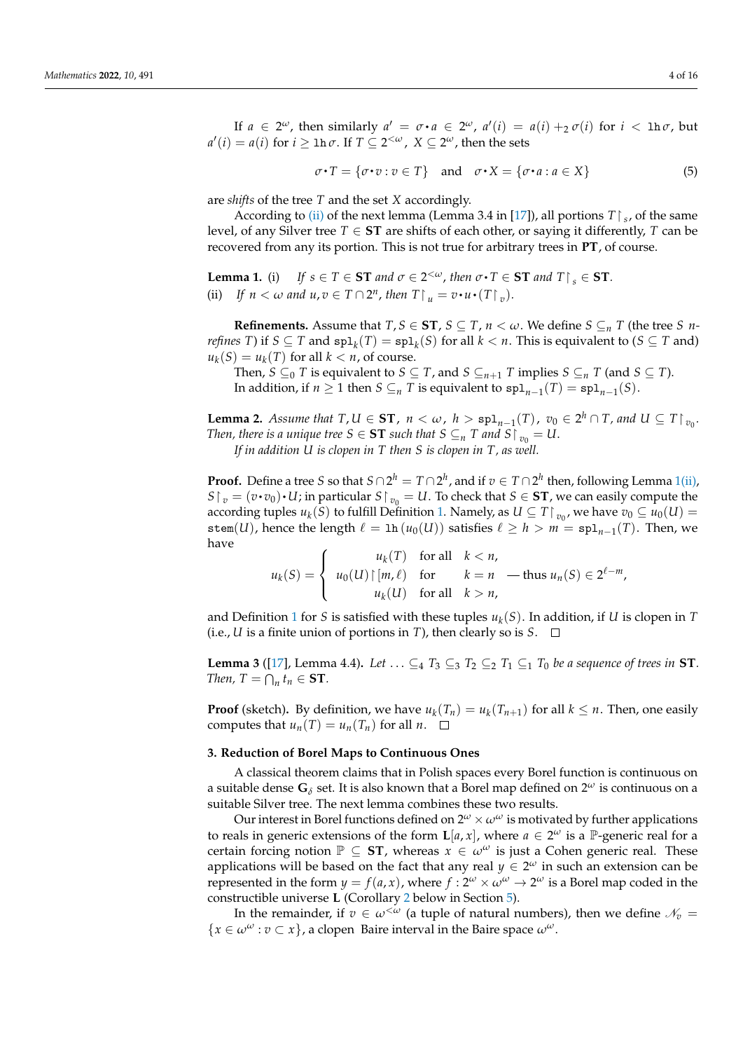If $a \in 2^\omega$, then similarly $a' = \sigma{\bullet}a \in 2^\omega$, $a'(i) = a(i) +_2 \sigma(i)$ for $i < \mathtt{lh}\,\sigma$, but $a'(i) = a(i)$ for $i \geq \mathtt{lh}\,\sigma$. If $T \subseteq 2^{<\omega}$, $X \subseteq 2^\omega$, then the sets

$$\sigma{\bullet}T = \{\sigma{\bullet}v : v \in T\} \quad \text{and} \quad \sigma{\bullet}X = \{\sigma{\bullet}a : a \in X\} \tag{5}$$

are *shifts* of the tree $T$ and the set $X$ accordingly.

According to (ii) of the next lemma (Lemma 3.4 in [17]), all portions $T\restriction_s$, of the same level, of any Silver tree $T \in \mathbf{ST}$ are shifts of each other, or saying it differently, $T$ can be recovered from any its portion. This is not true for arbitrary trees in $\mathbf{PT}$, of course.

**Lemma 1.** (i) *If $s \in T \in \mathbf{ST}$ and $\sigma \in 2^{<\omega}$, then $\sigma{\bullet}T \in \mathbf{ST}$ and $T\restriction_s \in \mathbf{ST}$.*
(ii) *If $n < \omega$ and $u, v \in T \cap 2^n$, then $T\restriction_u = v{\bullet}u{\bullet}(T\restriction_v)$.*

**Refinements.** Assume that $T, S \in \mathbf{ST}$, $S \subseteq T$, $n < \omega$. We define $S \subseteq_n T$ (the tree $S$ *$n$-refines* $T$) if $S \subseteq T$ and $\mathtt{spl}_k(T) = \mathtt{spl}_k(S)$ for all $k < n$. This is equivalent to ($S \subseteq T$ and) $u_k(S) = u_k(T)$ for all $k < n$, of course.

Then, $S \subseteq_0 T$ is equivalent to $S \subseteq T$, and $S \subseteq_{n+1} T$ implies $S \subseteq_n T$ (and $S \subseteq T$).

In addition, if $n \geq 1$ then $S \subseteq_n T$ is equivalent to $\mathtt{spl}_{n-1}(T) = \mathtt{spl}_{n-1}(S)$.

**Lemma 2.** *Assume that $T, U \in \mathbf{ST}$, $n < \omega$, $h > \mathtt{spl}_{n-1}(T)$, $v_0 \in 2^h \cap T$, and $U \subseteq T\restriction_{v_0}$. Then, there is a unique tree $S \in \mathbf{ST}$ such that $S \subseteq_n T$ and $S\restriction_{v_0} = U$.*

*If in addition $U$ is clopen in $T$ then $S$ is clopen in $T$, as well.*

**Proof.** Define a tree $S$ so that $S \cap 2^h = T \cap 2^h$, and if $v \in T \cap 2^h$ then, following Lemma 1(ii), $S\restriction_v = (v{\bullet}v_0){\bullet}U$; in particular $S\restriction_{v_0} = U$. To check that $S \in \mathbf{ST}$, we can easily compute the according tuples $u_k(S)$ to fulfill Definition 1. Namely, as $U \subseteq T\restriction_{v_0}$, we have $v_0 \subseteq u_0(U) = \mathtt{stem}(U)$, hence the length $\ell = \mathtt{lh}\,(u_0(U))$ satisfies $\ell \geq h > m = \mathtt{spl}_{n-1}(T)$. Then, we have

$$u_k(S) = \begin{cases} u_k(T) & \text{for all} \quad k < n, \\ u_0(U)\restriction[m, \ell) & \text{for} \quad\quad k = n \quad \text{— thus } u_n(S) \in 2^{\ell - m}, \\ u_k(U) & \text{for all} \quad k > n, \end{cases}$$

and Definition 1 for $S$ is satisfied with these tuples $u_k(S)$. In addition, if $U$ is clopen in $T$ (i.e., $U$ is a finite union of portions in $T$), then clearly so is $S$. $\square$

**Lemma 3** ([17], Lemma 4.4)**.** *Let $\ldots \subseteq_4 T_3 \subseteq_3 T_2 \subseteq_2 T_1 \subseteq_1 T_0$ be a sequence of trees in $\mathbf{ST}$. Then, $T = \bigcap_n t_n \in \mathbf{ST}$.*

**Proof** (sketch)**.** By definition, we have $u_k(T_n) = u_k(T_{n+1})$ for all $k \leq n$. Then, one easily computes that $u_n(T) = u_n(T_n)$ for all $n$. $\square$

### 3. Reduction of Borel Maps to Continuous Ones

A classical theorem claims that in Polish spaces every Borel function is continuous on a suitable dense $\mathbf{G}_\delta$ set. It is also known that a Borel map defined on $2^\omega$ is continuous on a suitable Silver tree. The next lemma combines these two results.

Our interest in Borel functions defined on $2^\omega \times \omega^\omega$ is motivated by further applications to reals in generic extensions of the form $\mathbf{L}[a, x]$, where $a \in 2^\omega$ is a $\mathbb{P}$-generic real for a certain forcing notion $\mathbb{P} \subseteq \mathbf{ST}$, whereas $x \in \omega^\omega$ is just a Cohen generic real. These applications will be based on the fact that any real $y \in 2^\omega$ in such an extension can be represented in the form $y = f(a, x)$, where $f : 2^\omega \times \omega^\omega \to 2^\omega$ is a Borel map coded in the constructible universe $\mathbf{L}$ (Corollary 2 below in Section 5).

In the remainder, if $v \in \omega^{<\omega}$ (a tuple of natural numbers), then we define $\mathscr{N}_v = \{x \in \omega^\omega : v \subset x\}$, a clopen Baire interval in the Baire space $\omega^\omega$.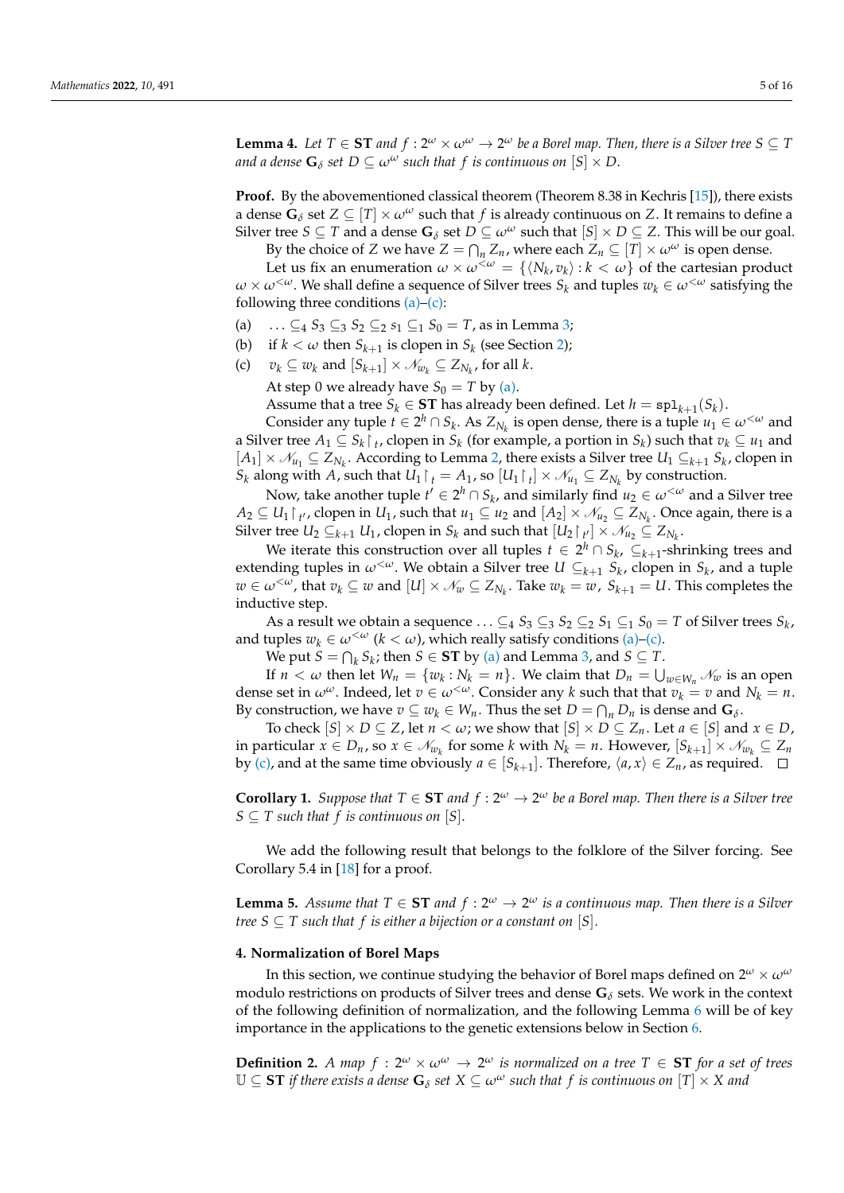**Lemma 4.** *Let $T \in \mathbf{ST}$ and $f : 2^\omega \times \omega^\omega \to 2^\omega$ be a Borel map. Then, there is a Silver tree $S \subseteq T$ and a dense $\mathbf{G}_\delta$ set $D \subseteq \omega^\omega$ such that $f$ is continuous on $[S] \times D$.*

**Proof.** By the abovementioned classical theorem (Theorem 8.38 in Kechris [15]), there exists a dense $\mathbf{G}_\delta$ set $Z \subseteq [T] \times \omega^\omega$ such that $f$ is already continuous on $Z$. It remains to define a Silver tree $S \subseteq T$ and a dense $\mathbf{G}_\delta$ set $D \subseteq \omega^\omega$ such that $[S] \times D \subseteq Z$. This will be our goal.

By the choice of $Z$ we have $Z = \bigcap_n Z_n$, where each $Z_n \subseteq [T] \times \omega^\omega$ is open dense.

Let us fix an enumeration $\omega \times \omega^{<\omega} = \{\langle N_k, v_k \rangle : k < \omega\}$ of the cartesian product $\omega \times \omega^{<\omega}$. We shall define a sequence of Silver trees $S_k$ and tuples $w_k \in \omega^{<\omega}$ satisfying the following three conditions (a)–(c):

- (a) $\ldots \subseteq_4 S_3 \subseteq_3 S_2 \subseteq_2 s_1 \subseteq_1 S_0 = T$, as in Lemma 3;
- (b) if $k < \omega$ then $S_{k+1}$ is clopen in $S_k$ (see Section 2);
- (c) $v_k \subseteq w_k$ and $[S_{k+1}] \times \mathscr{N}_{w_k} \subseteq Z_{N_k}$, for all $k$.

At step 0 we already have $S_0 = T$ by (a).

Assume that a tree $S_k \in \mathbf{ST}$ has already been defined. Let $h = \mathtt{spl}_{k+1}(S_k)$.

Consider any tuple $t \in 2^h \cap S_k$. As $Z_{N_k}$ is open dense, there is a tuple $u_1 \in \omega^{<\omega}$ and a Silver tree $A_1 \subseteq S_k \restriction_t$, clopen in $S_k$ (for example, a portion in $S_k$) such that $v_k \subseteq u_1$ and $[A_1] \times \mathscr{N}_{u_1} \subseteq Z_{N_k}$. According to Lemma 2, there exists a Silver tree $U_1 \subseteq_{k+1} S_k$, clopen in $S_k$ along with $A$, such that $U_1 \restriction_t = A_1$, so $[U_1 \restriction_t] \times \mathscr{N}_{u_1} \subseteq Z_{N_k}$ by construction.

Now, take another tuple $t' \in 2^h \cap S_k$, and similarly find $u_2 \in \omega^{<\omega}$ and a Silver tree $A_2 \subseteq U_1 \restriction_{t'}$, clopen in $U_1$, such that $u_1 \subseteq u_2$ and $[A_2] \times \mathscr{N}_{u_2} \subseteq Z_{N_k}$. Once again, there is a Silver tree $U_2 \subseteq_{k+1} U_1$, clopen in $S_k$ and such that $[U_2 \restriction_{t'}] \times \mathscr{N}_{u_2} \subseteq Z_{N_k}$.

We iterate this construction over all tuples $t \in 2^h \cap S_k$, $\subseteq_{k+1}$-shrinking trees and extending tuples in $\omega^{<\omega}$. We obtain a Silver tree $U \subseteq_{k+1} S_k$, clopen in $S_k$, and a tuple $w \in \omega^{<\omega}$, that $v_k \subseteq w$ and $[U] \times \mathscr{N}_w \subseteq Z_{N_k}$. Take $w_k = w$, $S_{k+1} = U$. This completes the inductive step.

As a result we obtain a sequence $\ldots \subseteq_4 S_3 \subseteq_3 S_2 \subseteq_2 S_1 \subseteq_1 S_0 = T$ of Silver trees $S_k$, and tuples $w_k \in \omega^{<\omega}$ $(k < \omega)$, which really satisfy conditions (a)–(c).

We put $S = \bigcap_k S_k$; then $S \in \mathbf{ST}$ by (a) and Lemma 3, and $S \subseteq T$.

If $n < \omega$ then let $W_n = \{w_k : N_k = n\}$. We claim that $D_n = \bigcup_{w \in W_n} \mathscr{N}_w$ is an open dense set in $\omega^\omega$. Indeed, let $v \in \omega^{<\omega}$. Consider any $k$ such that that $v_k = v$ and $N_k = n$. By construction, we have $v \subseteq w_k \in W_n$. Thus the set $D = \bigcap_n D_n$ is dense and $\mathbf{G}_\delta$.

To check $[S] \times D \subseteq Z$, let $n < \omega$; we show that $[S] \times D \subseteq Z_n$. Let $a \in [S]$ and $x \in D$, in particular $x \in D_n$, so $x \in \mathscr{N}_{w_k}$ for some $k$ with $N_k = n$. However, $[S_{k+1}] \times \mathscr{N}_{w_k} \subseteq Z_n$ by (c), and at the same time obviously $a \in [S_{k+1}]$. Therefore, $\langle a, x \rangle \in Z_n$, as required. $\square$

**Corollary 1.** *Suppose that $T \in \mathbf{ST}$ and $f : 2^\omega \to 2^\omega$ be a Borel map. Then there is a Silver tree $S \subseteq T$ such that $f$ is continuous on $[S]$.*

We add the following result that belongs to the folklore of the Silver forcing. See Corollary 5.4 in [18] for a proof.

**Lemma 5.** *Assume that $T \in \mathbf{ST}$ and $f : 2^\omega \to 2^\omega$ is a continuous map. Then there is a Silver tree $S \subseteq T$ such that $f$ is either a bijection or a constant on $[S]$.*

## 4. Normalization of Borel Maps

In this section, we continue studying the behavior of Borel maps defined on $2^\omega \times \omega^\omega$ modulo restrictions on products of Silver trees and dense $\mathbf{G}_\delta$ sets. We work in the context of the following definition of normalization, and the following Lemma 6 will be of key importance in the applications to the genetic extensions below in Section 6.

**Definition 2.** *A map $f : 2^\omega \times \omega^\omega \to 2^\omega$ is normalized on a tree $T \in \mathbf{ST}$ for a set of trees $\mathbb{U} \subseteq \mathbf{ST}$ if there exists a dense $\mathbf{G}_\delta$ set $X \subseteq \omega^\omega$ such that $f$ is continuous on $[T] \times X$ and*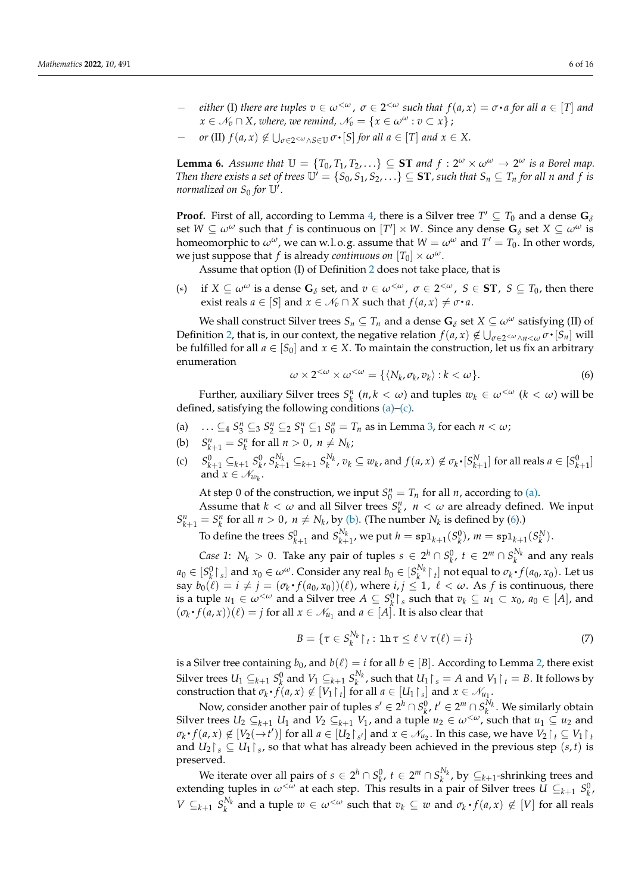– *either* (I) *there are tuples $v \in \omega^{<\omega}$, $\sigma \in 2^{<\omega}$ such that $f(a,x) = \sigma {\bullet} a$ for all $a \in [T]$ and $x \in \mathscr{N}_v \cap X$, where, we remind, $\mathscr{N}_v = \{x \in \omega^\omega : v \subset x\}$;*

– *or* (II) *$f(a,x) \notin \bigcup_{\sigma \in 2^{<\omega} \wedge S \in \mathbb{U}} \sigma {\bullet} [S]$ for all $a \in [T]$ and $x \in X$.*

**Lemma 6.** *Assume that $\mathbb{U} = \{T_0, T_1, T_2, \ldots\} \subseteq \mathbf{ST}$ and $f : 2^\omega \times \omega^\omega \to 2^\omega$ is a Borel map. Then there exists a set of trees $\mathbb{U}' = \{S_0, S_1, S_2, \ldots\} \subseteq \mathbf{ST}$, such that $S_n \subseteq T_n$ for all $n$ and $f$ is normalized on $S_0$ for $\mathbb{U}'$.*

**Proof.** First of all, according to Lemma 4, there is a Silver tree $T' \subseteq T_0$ and a dense $\mathbf{G}_\delta$ set $W \subseteq \omega^\omega$ such that $f$ is continuous on $[T'] \times W$. Since any dense $\mathbf{G}_\delta$ set $X \subseteq \omega^\omega$ is homeomorphic to $\omega^\omega$, we can w.l.o.g. assume that $W = \omega^\omega$ and $T' = T_0$. In other words, we just suppose that $f$ is already *continuous on* $[T_0] \times \omega^\omega$.

Assume that option (I) of Definition 2 does not take place, that is

($*$) if $X \subseteq \omega^\omega$ is a dense $\mathbf{G}_\delta$ set, and $v \in \omega^{<\omega}$, $\sigma \in 2^{<\omega}$, $S \in \mathbf{ST}$, $S \subseteq T_0$, then there exist reals $a \in [S]$ and $x \in \mathscr{N}_v \cap X$ such that $f(a,x) \neq \sigma {\bullet} a$.

We shall construct Silver trees $S_n \subseteq T_n$ and a dense $\mathbf{G}_\delta$ set $X \subseteq \omega^\omega$ satisfying (II) of Definition 2, that is, in our context, the negative relation $f(a,x) \notin \bigcup_{\sigma \in 2^{<\omega} \wedge n<\omega} \sigma {\bullet} [S_n]$ will be fulfilled for all $a \in [S_0]$ and $x \in X$. To maintain the construction, let us fix an arbitrary enumeration

$$\omega \times 2^{<\omega} \times \omega^{<\omega} = \{\langle N_k, \sigma_k, v_k \rangle : k < \omega\}. \tag{6}$$

Further, auxiliary Silver trees $S_k^n$ ($n, k < \omega$) and tuples $w_k \in \omega^{<\omega}$ ($k < \omega$) will be defined, satisfying the following conditions (a)–(c).

(a) $\ldots \subseteq_4 S_3^n \subseteq_3 S_2^n \subseteq_2 S_1^n \subseteq_1 S_0^n = T_n$ as in Lemma 3, for each $n < \omega$;

(b) $S_{k+1}^n = S_k^n$ for all $n > 0$, $n \neq N_k$;

(c) $S_{k+1}^0 \subseteq_{k+1} S_k^0$, $S_{k+1}^{N_k} \subseteq_{k+1} S_k^{N_k}$, $v_k \subseteq w_k$, and $f(a,x) \notin \sigma_k {\bullet} [S_{k+1}^N]$ for all reals $a \in [S_{k+1}^0]$ and $x \in \mathscr{N}_{w_k}$.

At step 0 of the construction, we input $S_0^n = T_n$ for all $n$, according to (a).

Assume that $k < \omega$ and all Silver trees $S_k^n$, $n < \omega$ are already defined. We input $S_{k+1}^n = S_k^n$ for all $n > 0$, $n \neq N_k$, by (b). (The number $N_k$ is defined by (6).)

To define the trees $S_{k+1}^0$ and $S_{k+1}^{N_k}$, we put $h = \mathtt{spl}_{k+1}(S_k^0)$, $m = \mathtt{spl}_{k+1}(S_k^N)$.

*Case 1*: $N_k > 0$. Take any pair of tuples $s \in 2^h \cap S_k^0$, $t \in 2^m \cap S_k^{N_k}$ and any reals $a_0 \in [S_k^0 {\restriction}_s]$ and $x_0 \in \omega^\omega$. Consider any real $b_0 \in [S_k^{N_k} {\restriction}_t]$ not equal to $\sigma_k {\bullet} f(a_0, x_0)$. Let us say $b_0(\ell) = i \neq j = (\sigma_k {\bullet} f(a_0, x_0))(\ell)$, where $i, j \leq 1$, $\ell < \omega$. As $f$ is continuous, there is a tuple $u_1 \in \omega^{<\omega}$ and a Silver tree $A \subseteq S_k^0 {\restriction}_s$ such that $v_k \subseteq u_1 \subset x_0$, $a_0 \in [A]$, and $(\sigma_k {\bullet} f(a,x))(\ell) = j$ for all $x \in \mathscr{N}_{u_1}$ and $a \in [A]$. It is also clear that

$$B = \{\tau \in S_k^{N_k} {\restriction}_t : \mathtt{lh}\, \tau \leq \ell \vee \tau(\ell) = i\} \tag{7}$$

is a Silver tree containing $b_0$, and $b(\ell) = i$ for all $b \in [B]$. According to Lemma 2, there exist Silver trees $U_1 \subseteq_{k+1} S_k^0$ and $V_1 \subseteq_{k+1} S_k^{N_k}$, such that $U_1 {\restriction}_s = A$ and $V_1 {\restriction}_t = B$. It follows by construction that $\sigma_k {\bullet} f(a,x) \notin [V_1 {\restriction}_t]$ for all $a \in [U_1 {\restriction}_s]$ and $x \in \mathscr{N}_{u_1}$.

Now, consider another pair of tuples $s' \in 2^h \cap S_k^0$, $t' \in 2^m \cap S_k^{N_k}$. We similarly obtain Silver trees $U_2 \subseteq_{k+1} U_1$ and $V_2 \subseteq_{k+1} V_1$, and a tuple $u_2 \in \omega^{<\omega}$, such that $u_1 \subseteq u_2$ and $\sigma_k {\bullet} f(a,x) \notin [V_2(\to t')]$ for all $a \in [U_2 {\restriction}_{s'}]$ and $x \in \mathscr{N}_{u_2}$. In this case, we have $V_2 {\restriction}_t \subseteq V_1 {\restriction}_t$ and $U_2 {\restriction}_s \subseteq U_1 {\restriction}_s$, so that what has already been achieved in the previous step $(s,t)$ is preserved.

We iterate over all pairs of $s \in 2^h \cap S_k^0$, $t \in 2^m \cap S_k^{N_k}$, by $\subseteq_{k+1}$-shrinking trees and extending tuples in $\omega^{<\omega}$ at each step. This results in a pair of Silver trees $U \subseteq_{k+1} S_k^0$, $V \subseteq_{k+1} S_k^{N_k}$ and a tuple $w \in \omega^{<\omega}$ such that $v_k \subseteq w$ and $\sigma_k {\bullet} f(a,x) \notin [V]$ for all reals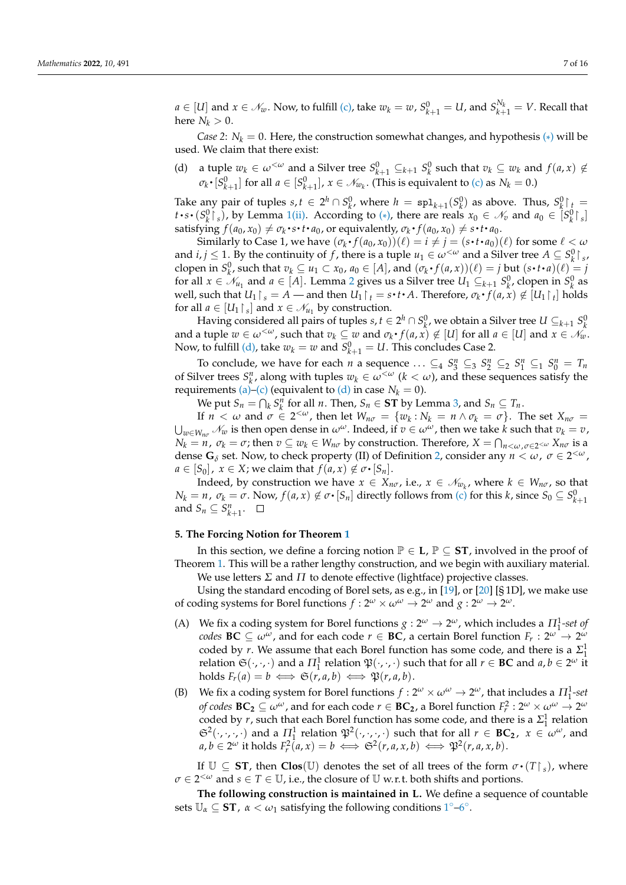$a \in [U]$ and $x \in \mathscr{N}_w$. Now, to fulfill (c), take $w_k = w$, $S^0_{k+1} = U$, and $S^{N_k}_{k+1} = V$. Recall that here $N_k > 0$.

*Case 2*: $N_k = 0$. Here, the construction somewhat changes, and hypothesis (∗) will be used. We claim that there exist:

(d) a tuple $w_k \in \omega^{<\omega}$ and a Silver tree $S^0_{k+1} \subseteq_{k+1} S^0_k$ such that $v_k \subseteq w_k$ and $f(a,x) \notin \sigma_k{\bullet}[S^0_{k+1}]$ for all $a \in [S^0_{k+1}]$, $x \in \mathscr{N}_{w_k}$. (This is equivalent to (c) as $N_k = 0$.)

Take any pair of tuples $s, t \in 2^h \cap S^0_k$, where $h = \mathtt{spl}_{k+1}(S^0_k)$ as above. Thus, $S^0_k{\restriction}_t = t{\bullet}s{\bullet}(S^0_k{\restriction}_s)$, by Lemma 1(ii). According to (∗), there are reals $x_0 \in \mathscr{N}_v$ and $a_0 \in [S^0_k{\restriction}_s]$ satisfying $f(a_0,x_0) \neq \sigma_k{\bullet}s{\bullet}t{\bullet}a_0$, or equivalently, $\sigma_k{\bullet}f(a_0,x_0) \neq s{\bullet}t{\bullet}a_0$.

Similarly to Case 1, we have $(\sigma_k{\bullet}f(a_0,x_0))(\ell) = i \neq j = (s{\bullet}t{\bullet}a_0)(\ell)$ for some $\ell < \omega$ and $i,j \leq 1$. By the continuity of $f$, there is a tuple $u_1 \in \omega^{<\omega}$ and a Silver tree $A \subseteq S^0_k{\restriction}_s$, clopen in $S^0_k$, such that $v_k \subseteq u_1 \subset x_0$, $a_0 \in [A]$, and $(\sigma_k{\bullet}f(a,x))(\ell) = j$ but $(s{\bullet}t{\bullet}a)(\ell) = j$ for all $x \in \mathscr{N}_{u_1}$ and $a \in [A]$. Lemma 2 gives us a Silver tree $U_1 \subseteq_{k+1} S^0_k$, clopen in $S^0_k$ as well, such that $U_1{\restriction}_s = A$ — and then $U_1{\restriction}_t = s{\bullet}t{\bullet}A$. Therefore, $\sigma_k{\bullet}f(a,x) \notin [U_1{\restriction}_t]$ holds for all $a \in [U_1{\restriction}_s]$ and $x \in \mathscr{N}_{u_1}$ by construction.

Having considered all pairs of tuples $s, t \in 2^h \cap S^0_k$, we obtain a Silver tree $U \subseteq_{k+1} S^0_k$ and a tuple $w \in \omega^{<\omega}$, such that $v_k \subseteq w$ and $\sigma_k{\bullet}f(a,x) \notin [U]$ for all $a \in [U]$ and $x \in \mathscr{N}_w$. Now, to fulfill (d), take $w_k = w$ and $S^0_{k+1} = U$. This concludes Case 2.

To conclude, we have for each $n$ a sequence $\ldots \subseteq_4 S^n_3 \subseteq_3 S^n_2 \subseteq_2 S^n_1 \subseteq_1 S^n_0 = T_n$ of Silver trees $S^n_k$, along with tuples $w_k \in \omega^{<\omega}$ ($k < \omega$), and these sequences satisfy the requirements (a)–(c) (equivalent to (d) in case $N_k = 0$).

We put $S_n = \bigcap_k S^n_k$ for all $n$. Then, $S_n \in \mathbf{ST}$ by Lemma 3, and $S_n \subseteq T_n$.

If $n < \omega$ and $\sigma \in 2^{<\omega}$, then let $W_{n\sigma} = \{w_k : N_k = n \wedge \sigma_k = \sigma\}$. The set $X_{n\sigma} = \bigcup_{w \in W_{n\sigma}} \mathscr{N}_w$ is then open dense in $\omega^\omega$. Indeed, if $v \in \omega^\omega$, then we take $k$ such that $v_k = v$, $N_k = n$, $\sigma_k = \sigma$; then $v \subseteq w_k \in W_{n\sigma}$ by construction. Therefore, $X = \bigcap_{n<\omega, \sigma \in 2^{<\omega}} X_{n\sigma}$ is a dense $\mathbf{G}_\delta$ set. Now, to check property (II) of Definition 2, consider any $n < \omega$, $\sigma \in 2^{<\omega}$, $a \in [S_0]$, $x \in X$; we claim that $f(a,x) \notin \sigma{\bullet}[S_n]$.

Indeed, by construction we have $x \in X_{n\sigma}$, i.e., $x \in \mathscr{N}_{w_k}$, where $k \in W_{n\sigma}$, so that $N_k = n$, $\sigma_k = \sigma$. Now, $f(a,x) \notin \sigma{\bullet}[S_n]$ directly follows from (c) for this $k$, since $S_0 \subseteq S^0_{k+1}$ and $S_n \subseteq S^n_{k+1}$. □

## 5. The Forcing Notion for Theorem 1

In this section, we define a forcing notion $\mathbb{P} \in \mathbf{L}$, $\mathbb{P} \subseteq \mathbf{ST}$, involved in the proof of Theorem 1. This will be a rather lengthy construction, and we begin with auxiliary material.

We use letters $\Sigma$ and $\Pi$ to denote effective (lightface) projective classes.

Using the standard encoding of Borel sets, as e.g., in [19], or [20] [§ 1D], we make use of coding systems for Borel functions $f : 2^\omega \times \omega^\omega \to 2^\omega$ and $g : 2^\omega \to 2^\omega$.

(A) We fix a coding system for Borel functions $g : 2^\omega \to 2^\omega$, which includes a *$\Pi^1_1$-set of codes* $\mathbf{BC} \subseteq \omega^\omega$, and for each code $r \in \mathbf{BC}$, a certain Borel function $F_r : 2^\omega \to 2^\omega$ coded by $r$. We assume that each Borel function has some code, and there is a $\Sigma^1_1$ relation $\mathfrak{S}(\cdot,\cdot,\cdot)$ and a $\Pi^1_1$ relation $\mathfrak{P}(\cdot,\cdot,\cdot)$ such that for all $r \in \mathbf{BC}$ and $a, b \in 2^\omega$ it holds $F_r(a) = b \iff \mathfrak{S}(r,a,b) \iff \mathfrak{P}(r,a,b)$.

(B) We fix a coding system for Borel functions $f : 2^\omega \times \omega^\omega \to 2^\omega$, that includes a *$\Pi^1_1$-set of codes* $\mathbf{BC_2} \subseteq \omega^\omega$, and for each code $r \in \mathbf{BC_2}$, a Borel function $F^2_r : 2^\omega \times \omega^\omega \to 2^\omega$ coded by $r$, such that each Borel function has some code, and there is a $\Sigma^1_1$ relation $\mathfrak{S}^2(\cdot,\cdot,\cdot,\cdot)$ and a $\Pi^1_1$ relation $\mathfrak{P}^2(\cdot,\cdot,\cdot,\cdot)$ such that for all $r \in \mathbf{BC_2}$, $x \in \omega^\omega$, and $a, b \in 2^\omega$ it holds $F^2_r(a,x) = b \iff \mathfrak{S}^2(r,a,x,b) \iff \mathfrak{P}^2(r,a,x,b)$.

If $\mathbb{U} \subseteq \mathbf{ST}$, then $\mathbf{Clos}(\mathbb{U})$ denotes the set of all trees of the form $\sigma{\bullet}(T{\restriction}_s)$, where $\sigma \in 2^{<\omega}$ and $s \in T \in \mathbb{U}$, i.e., the closure of $\mathbb{U}$ w.r.t. both shifts and portions.

**The following construction is maintained in L.** We define a sequence of countable sets $\mathbb{U}_\alpha \subseteq \mathbf{ST}$, $\alpha < \omega_1$ satisfying the following conditions 1°–6°.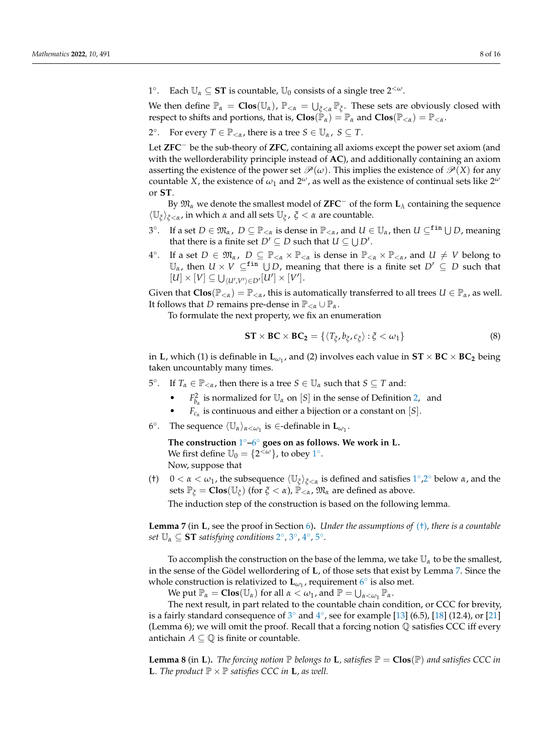1°. Each $\mathbb{U}_\alpha \subseteq \mathbf{ST}$ is countable, $\mathbb{U}_0$ consists of a single tree $2^{<\omega}$.

We then define $\mathbb{P}_\alpha = \mathbf{Clos}(\mathbb{U}_\alpha)$, $\mathbb{P}_{<\alpha} = \bigcup_{\xi<\alpha} \mathbb{P}_\xi$. These sets are obviously closed with respect to shifts and portions, that is, $\mathbf{Clos}(\mathbb{P}_\alpha) = \mathbb{P}_\alpha$ and $\mathbf{Clos}(\mathbb{P}_{<\alpha}) = \mathbb{P}_{<\alpha}$.

2°. For every $T \in \mathbb{P}_{<\alpha}$, there is a tree $S \in \mathbb{U}_\alpha$, $S \subseteq T$.

Let $\mathbf{ZFC}^-$ be the sub-theory of $\mathbf{ZFC}$, containing all axioms except the power set axiom (and with the wellorderability principle instead of $\mathbf{AC}$), and additionally containing an axiom asserting the existence of the power set $\mathscr{P}(\omega)$. This implies the existence of $\mathscr{P}(X)$ for any countable $X$, the existence of $\omega_1$ and $2^\omega$, as well as the existence of continual sets like $2^\omega$ or $\mathbf{ST}$.

By $\mathfrak{M}_\alpha$ we denote the smallest model of $\mathbf{ZFC}^-$ of the form $\mathbf{L}_\lambda$ containing the sequence $\langle \mathbb{U}_\xi \rangle_{\xi<\alpha}$, in which $\alpha$ and all sets $\mathbb{U}_\xi$, $\xi < \alpha$ are countable.

3°. If a set $D \in \mathfrak{M}_\alpha$, $D \subseteq \mathbb{P}_{<\alpha}$ is dense in $\mathbb{P}_{<\alpha}$, and $U \in \mathbb{U}_\alpha$, then $U \subseteq^{\mathtt{fin}} \bigcup D$, meaning that there is a finite set $D' \subseteq D$ such that $U \subseteq \bigcup D'$.

4°. If a set $D \in \mathfrak{M}_\alpha$, $D \subseteq \mathbb{P}_{<\alpha} \times \mathbb{P}_{<\alpha}$ is dense in $\mathbb{P}_{<\alpha} \times \mathbb{P}_{<\alpha}$, and $U \neq V$ belong to $\mathbb{U}_\alpha$, then $U \times V \subseteq^{\mathtt{fin}} \bigcup D$, meaning that there is a finite set $D' \subseteq D$ such that $[U] \times [V] \subseteq \bigcup_{\langle U',V' \rangle \in D'} [U'] \times [V']$.

Given that $\mathbf{Clos}(\mathbb{P}_{<\alpha}) = \mathbb{P}_{<\alpha}$, this is automatically transferred to all trees $U \in \mathbb{P}_\alpha$, as well. It follows that $D$ remains pre-dense in $\mathbb{P}_{<\alpha} \cup \mathbb{P}_\alpha$.

To formulate the next property, we fix an enumeration

$$\mathbf{ST} \times \mathbf{BC} \times \mathbf{BC_2} = \{\langle T_\xi, b_\xi, c_\xi \rangle : \xi < \omega_1\} \tag{8}$$

in $\mathbf{L}$, which (1) is definable in $\mathbf{L}_{\omega_1}$, and (2) involves each value in $\mathbf{ST} \times \mathbf{BC} \times \mathbf{BC_2}$ being taken uncountably many times.

5°. If $T_\alpha \in \mathbb{P}_{<\alpha}$, then there is a tree $S \in \mathbb{U}_\alpha$ such that $S \subseteq T$ and:

- $F^2_{b_\alpha}$ is normalized for $\mathbb{U}_\alpha$ on $[S]$ in the sense of Definition 2, and
- $F_{c_\alpha}$ is continuous and either a bijection or a constant on $[S]$.

6°. The sequence $\langle \mathbb{U}_\alpha \rangle_{\alpha<\omega_1}$ is $\in$-definable in $\mathbf{L}_{\omega_1}$.

**The construction 1°–6° goes on as follows. We work in L.**
We first define $\mathbb{U}_0 = \{2^{<\omega}\}$, to obey 1°.
Now, suppose that

(†) $0 < \alpha < \omega_1$, the subsequence $\langle \mathbb{U}_\xi \rangle_{\xi<\alpha}$ is defined and satisfies 1°,2° below $\alpha$, and the sets $\mathbb{P}_\xi = \mathbf{Clos}(\mathbb{U}_\xi)$ (for $\xi < \alpha$), $\mathbb{P}_{<\alpha}$, $\mathfrak{M}_\alpha$ are defined as above.

The induction step of the construction is based on the following lemma.

**Lemma 7** (in $\mathbf{L}$, see the proof in Section 6)**.** *Under the assumptions of (†), there is a countable set $\mathbb{U}_\alpha \subseteq \mathbf{ST}$ satisfying conditions 2°, 3°, 4°, 5°.*

To accomplish the construction on the base of the lemma, we take $\mathbb{U}_\alpha$ to be the smallest, in the sense of the Gödel wellordering of $\mathbf{L}$, of those sets that exist by Lemma 7. Since the whole construction is relativized to $\mathbf{L}_{\omega_1}$, requirement 6° is also met.

We put $\mathbb{P}_\alpha = \mathbf{Clos}(\mathbb{U}_\alpha)$ for all $\alpha < \omega_1$, and $\mathbb{P} = \bigcup_{\alpha<\omega_1} \mathbb{P}_\alpha$.

The next result, in part related to the countable chain condition, or CCC for brevity, is a fairly standard consequence of 3° and 4°, see for example [13] (6.5), [18] (12.4), or [21] (Lemma 6); we will omit the proof. Recall that a forcing notion $\mathbb{Q}$ satisfies CCC iff every antichain $A \subseteq \mathbb{Q}$ is finite or countable.

**Lemma 8** (in $\mathbf{L}$)**.** *The forcing notion $\mathbb{P}$ belongs to $\mathbf{L}$, satisfies $\mathbb{P} = \mathbf{Clos}(\mathbb{P})$ and satisfies CCC in $\mathbf{L}$. The product $\mathbb{P} \times \mathbb{P}$ satisfies CCC in $\mathbf{L}$, as well.*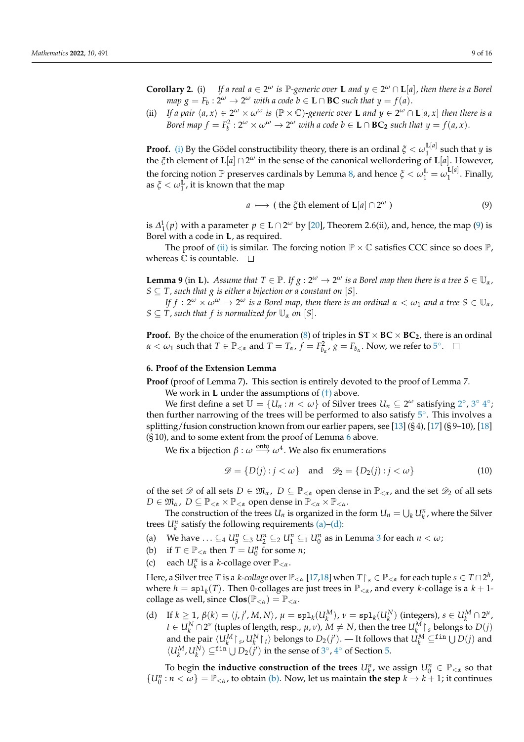**Corollary 2.** (i) *If a real $a \in 2^\omega$ is $\mathbb{P}$-generic over $\mathbf{L}$ and $y \in 2^\omega \cap \mathbf{L}[a]$, then there is a Borel map $g = F_b : 2^\omega \to 2^\omega$ with a code $b \in \mathbf{L} \cap \mathbf{BC}$ such that $y = f(a)$.*

(ii) *If a pair $\langle a, x \rangle \in 2^\omega \times \omega^\omega$ is $(\mathbb{P} \times \mathbb{C})$-generic over $\mathbf{L}$ and $y \in 2^\omega \cap \mathbf{L}[a, x]$ then there is a Borel map $f = F^2_b : 2^\omega \times \omega^\omega \to 2^\omega$ with a code $b \in \mathbf{L} \cap \mathbf{BC_2}$ such that $y = f(a, x)$.*

**Proof.** (i) By the Gödel constructibility theory, there is an ordinal $\xi < \omega_1^{\mathbf{L}[a]}$ such that $y$ is the $\xi$th element of $\mathbf{L}[a] \cap 2^\omega$ in the sense of the canonical wellordering of $\mathbf{L}[a]$. However, the forcing notion $\mathbb{P}$ preserves cardinals by Lemma 8, and hence $\xi < \omega_1^{\mathbf{L}} = \omega_1^{\mathbf{L}[a]}$. Finally, as $\xi < \omega_1^{\mathbf{L}}$, it is known that the map

$$a \longmapsto (\text{ the } \xi\text{th element of } \mathbf{L}[a] \cap 2^\omega\ ) \tag{9}$$

is $\Delta^1_1(p)$ with a parameter $p \in \mathbf{L} \cap 2^\omega$ by [20], Theorem 2.6(ii), and, hence, the map (9) is Borel with a code in $\mathbf{L}$, as required.

The proof of (ii) is similar. The forcing notion $\mathbb{P} \times \mathbb{C}$ satisfies CCC since so does $\mathbb{P}$, whereas $\mathbb{C}$ is countable. □

**Lemma 9** (in $\mathbf{L}$)**.** *Assume that $T \in \mathbb{P}$. If $g : 2^\omega \to 2^\omega$ is a Borel map then there is a tree $S \in \mathbb{U}_\alpha$, $S \subseteq T$, such that $g$ is either a bijection or a constant on $[S]$.*

*If $f : 2^\omega \times \omega^\omega \to 2^\omega$ is a Borel map, then there is an ordinal $\alpha < \omega_1$ and a tree $S \in \mathbb{U}_\alpha$, $S \subseteq T$, such that $f$ is normalized for $\mathbb{U}_\alpha$ on $[S]$.*

**Proof.** By the choice of the enumeration (8) of triples in $\mathbf{ST} \times \mathbf{BC} \times \mathbf{BC_2}$, there is an ordinal $\alpha < \omega_1$ such that $T \in \mathbb{P}_{<\alpha}$ and $T = T_\alpha$, $f = F^2_{b_\alpha}$, $g = F_{b_\alpha}$. Now, we refer to $5^\circ$. □

### 6. Proof of the Extension Lemma

**Proof** (proof of Lemma 7)**.** This section is entirely devoted to the proof of Lemma 7.

We work in $\mathbf{L}$ under the assumptions of (†) above.

We first define a set $\mathbb{U} = \{U_n : n < \omega\}$ of Silver trees $U_n \subseteq 2^\omega$ satisfying $2^\circ$, $3^\circ$ $4^\circ$; then further narrowing of the trees will be performed to also satisfy $5^\circ$. This involves a splitting/fusion construction known from our earlier papers, see [13] (§ 4), [17] (§ 9–10), [18] (§ 10), and to some extent from the proof of Lemma 6 above.

We fix a bijection $\beta : \omega \xrightarrow{\text{onto}} \omega^4$. We also fix enumerations

$$\mathscr{D} = \{D(j) : j < \omega\} \quad \text{and} \quad \mathscr{D}_2 = \{D_2(j) : j < \omega\} \tag{10}$$

of the set $\mathscr{D}$ of all sets $D \in \mathfrak{M}_\alpha$, $D \subseteq \mathbb{P}_{<\alpha}$ open dense in $\mathbb{P}_{<\alpha}$, and the set $\mathscr{D}_2$ of all sets $D \in \mathfrak{M}_\alpha$, $D \subseteq \mathbb{P}_{<\alpha} \times \mathbb{P}_{<\alpha}$ open dense in $\mathbb{P}_{<\alpha} \times \mathbb{P}_{<\alpha}$.

The construction of the trees $U_n$ is organized in the form $U_n = \bigcup_k U^n_k$, where the Silver trees $U^n_k$ satisfy the following requirements (a)–(d):

(a) We have $\ldots \subseteq_4 U^n_3 \subseteq_3 U^n_2 \subseteq_2 U^n_1 \subseteq_1 U^n_0$ as in Lemma 3 for each $n < \omega$;

(b) if $T \in \mathbb{P}_{<\alpha}$ then $T = U^n_0$ for some $n$;

(c) each $U^n_k$ is a $k$-collage over $\mathbb{P}_{<\alpha}$.

Here, a Silver tree $T$ is a *$k$-collage* over $\mathbb{P}_{<\alpha}$ [17,18] when $T{\restriction}_s \in \mathbb{P}_{<\alpha}$ for each tuple $s \in T \cap 2^h$, where $h = \mathtt{spl}_k(T)$. Then 0-collages are just trees in $\mathbb{P}_{<\alpha}$, and every $k$-collage is a $k+1$-collage as well, since $\mathbf{Clos}(\mathbb{P}_{<\alpha}) = \mathbb{P}_{<\alpha}$.

(d) If $k \geq 1$, $\beta(k) = \langle j, j', M, N \rangle$, $\mu = \mathtt{spl}_k(U^M_k)$, $\nu = \mathtt{spl}_k(U^N_k)$ (integers), $s \in U^M_k \cap 2^\mu$, $t \in U^N_k \cap 2^\nu$ (tuples of length, resp., $\mu, \nu$), $M \neq N$, then the tree $U^M_k{\restriction}_s$ belongs to $D(j)$ and the pair $\langle U^M_k{\restriction}_s, U^N_k{\restriction}_t \rangle$ belongs to $D_2(j')$. — It follows that $U^M_k \subseteq^{\mathtt{fin}} \bigcup D(j)$ and $\langle U^M_k, U^N_k \rangle \subseteq^{\mathtt{fin}} \bigcup D_2(j')$ in the sense of $3^\circ$, $4^\circ$ of Section 5.

To begin **the inductive construction of the trees** $U^n_k$, we assign $U^n_0 \in \mathbb{P}_{<\alpha}$ so that $\{U^n_0 : n < \omega\} = \mathbb{P}_{<\alpha}$, to obtain (b). Now, let us maintain **the step** $k \to k+1$; it continues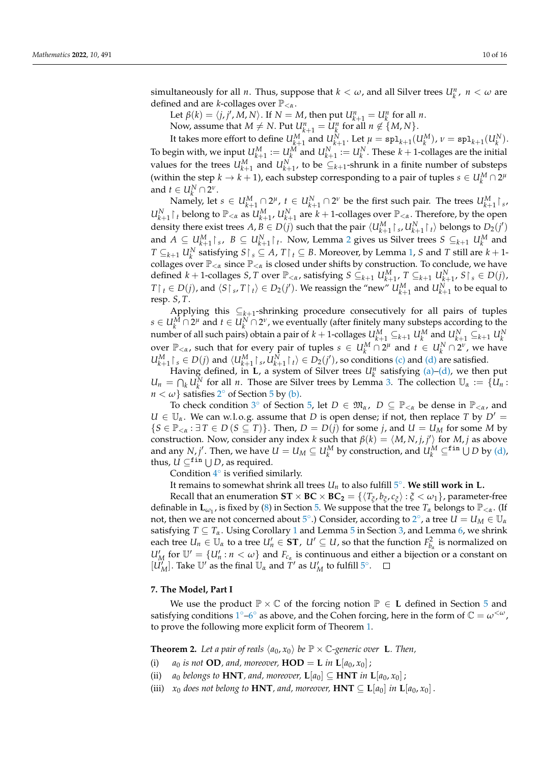simultaneously for all $n$. Thus, suppose that $k < \omega$, and all Silver trees $U_k^n$, $n < \omega$ are defined and are $k$-collages over $\mathbb{P}_{<\alpha}$.

Let $\beta(k) = \langle j, j', M, N \rangle$. If $N = M$, then put $U_{k+1}^n = U_k^n$ for all $n$.

Now, assume that $M \neq N$. Put $U_{k+1}^n = U_k^n$ for all $n \notin \{M, N\}$.

It takes more effort to define $U_{k+1}^M$ and $U_{k+1}^N$. Let $\mu = \mathtt{spl}_{k+1}(U_k^M)$, $\nu = \mathtt{spl}_{k+1}(U_k^N)$. To begin with, we input $U_{k+1}^M := U_k^M$ and $U_{k+1}^N := U_k^N$. These $k+1$-collages are the initial values for the trees $U_{k+1}^M$ and $U_{k+1}^N$, to be $\subseteq_{k+1}$-shrunk in a finite number of substeps (within the step $k \to k+1$), each substep corresponding to a pair of tuples $s \in U_k^M \cap 2^\mu$ and $t \in U_k^N \cap 2^\nu$.

Namely, let $s \in U_{k+1}^M \cap 2^\mu$, $t \in U_{k+1}^N \cap 2^\nu$ be the first such pair. The trees $U_{k+1}^M \restriction_s$, $U_{k+1}^N \restriction_t$ belong to $\mathbb{P}_{<\alpha}$ as $U_{k+1}^M$, $U_{k+1}^N$ are $k+1$-collages over $\mathbb{P}_{<\alpha}$. Therefore, by the open density there exist trees $A, B \in D(j)$ such that the pair $\langle U_{k+1}^M \restriction_s, U_{k+1}^N \restriction_t \rangle$ belongs to $D_2(j')$ and $A \subseteq U_{k+1}^M \restriction_s$, $B \subseteq U_{k+1}^N \restriction_t$. Now, Lemma 2 gives us Silver trees $S \subseteq_{k+1} U_k^M$ and $T \subseteq_{k+1} U_k^N$ satisfying $S \restriction_s \subseteq A$, $T \restriction_t \subseteq B$. Moreover, by Lemma 1, $S$ and $T$ still are $k+1$-collages over $\mathbb{P}_{<\alpha}$ since $\mathbb{P}_{<\alpha}$ is closed under shifts by construction. To conclude, we have defined $k+1$-collages $S, T$ over $\mathbb{P}_{<\alpha}$, satisfying $S \subseteq_{k+1} U_{k+1}^M$, $T \subseteq_{k+1} U_{k+1}^N$, $S \restriction_s \in D(j)$, $T \restriction_t \in D(j)$, and $\langle S \restriction_s, T \restriction_t \rangle \in D_2(j')$. We reassign the "new" $U_{k+1}^M$ and $U_{k+1}^N$ to be equal to resp. $S, T$.

Applying this $\subseteq_{k+1}$-shrinking procedure consecutively for all pairs of tuples $s \in U_k^M \cap 2^\mu$ and $t \in U_k^N \cap 2^\nu$, we eventually (after finitely many substeps according to the number of all such pairs) obtain a pair of $k+1$-collages $U_{k+1}^M \subseteq_{k+1} U_k^M$ and $U_{k+1}^N \subseteq_{k+1} U_k^N$ over $\mathbb{P}_{<\alpha}$, such that for every pair of tuples $s \in U_k^M \cap 2^\mu$ and $t \in U_k^N \cap 2^\nu$, we have $U_{k+1}^M \restriction_s \in D(j)$ and $\langle U_{k+1}^M \restriction_s, U_{k+1}^N \restriction_t \rangle \in D_2(j')$, so conditions (c) and (d) are satisfied.

Having defined, in $\mathbf{L}$, a system of Silver trees $U_k^n$ satisfying (a)–(d), we then put $U_n = \bigcap_k U_k^N$ for all $n$. Those are Silver trees by Lemma 3. The collection $\mathbb{U}_\alpha := \{U_n : n < \omega\}$ satisfies $2^\circ$ of Section 5 by (b).

To check condition $3^\circ$ of Section 5, let $D \in \mathfrak{M}_\alpha$, $D \subseteq \mathbb{P}_{<\alpha}$ be dense in $\mathbb{P}_{<\alpha}$, and $U \in \mathbb{U}_\alpha$. We can w.l.o.g. assume that $D$ is open dense; if not, then replace $T$ by $D' = \{S \in \mathbb{P}_{<\alpha} : \exists\, T \in D\, (S \subseteq T)\}$. Then, $D = D(j)$ for some $j$, and $U = U_M$ for some $M$ by construction. Now, consider any index $k$ such that $\beta(k) = \langle M, N, j, j' \rangle$ for $M, j$ as above and any $N, j'$. Then, we have $U = U_M \subseteq U_k^M$ by construction, and $U_k^M \subseteq^{\mathtt{fin}} \bigcup D$ by (d), thus, $U \subseteq^{\mathtt{fin}} \bigcup D$, as required.

Condition $4^\circ$ is verified similarly.

It remains to somewhat shrink all trees $U_n$ to also fulfill $5^\circ$. **We still work in L.**

Recall that an enumeration $\mathbf{ST} \times \mathbf{BC} \times \mathbf{BC_2} = \{\langle T_\xi, b_\xi, c_\xi \rangle : \xi < \omega_1\}$, parameter-free definable in $\mathbf{L}_{\omega_1}$, is fixed by (8) in Section 5. We suppose that the tree $T_\alpha$ belongs to $\mathbb{P}_{<\alpha}$. (If not, then we are not concerned about $5^\circ$.) Consider, according to $2^\circ$, a tree $U = U_M \in \mathbb{U}_\alpha$ satisfying $T \subseteq T_\alpha$. Using Corollary 1 and Lemma 5 in Section 3, and Lemma 6, we shrink each tree $U_n \in \mathbb{U}_\alpha$ to a tree $U'_n \in \mathbf{ST}$, $U' \subseteq U$, so that the function $F^2_{b_\alpha}$ is normalized on $U'_M$ for $\mathbb{U}' = \{U'_n : n < \omega\}$ and $F_{c_\alpha}$ is continuous and either a bijection or a constant on $[U'_M]$. Take $\mathbb{U}'$ as the final $\mathbb{U}_\alpha$ and $T'$ as $U'_M$ to fulfill $5^\circ$. $\square$

## 7. The Model, Part I

We use the product $\mathbb{P} \times \mathbb{C}$ of the forcing notion $\mathbb{P} \in \mathbf{L}$ defined in Section 5 and satisfying conditions $1^\circ$–$6^\circ$ as above, and the Cohen forcing, here in the form of $\mathbb{C} = \omega^{<\omega}$, to prove the following more explicit form of Theorem 1.

**Theorem 2.** *Let a pair of reals $\langle a_0, x_0 \rangle$ be $\mathbb{P} \times \mathbb{C}$-generic over* $\mathbf{L}$*. Then,*

- (i) *$a_0$ is not* **OD***, and, moreover,* $\mathbf{HOD} = \mathbf{L}$ *in* $\mathbf{L}[a_0, x_0]$*;*
- (ii) *$a_0$ belongs to* **HNT***, and, moreover,* $\mathbf{L}[a_0] \subseteq \mathbf{HNT}$ *in* $\mathbf{L}[a_0, x_0]$*;*
- (iii) *$x_0$ does not belong to* **HNT***, and, moreover,* $\mathbf{HNT} \subseteq \mathbf{L}[a_0]$ *in* $\mathbf{L}[a_0, x_0]$*.*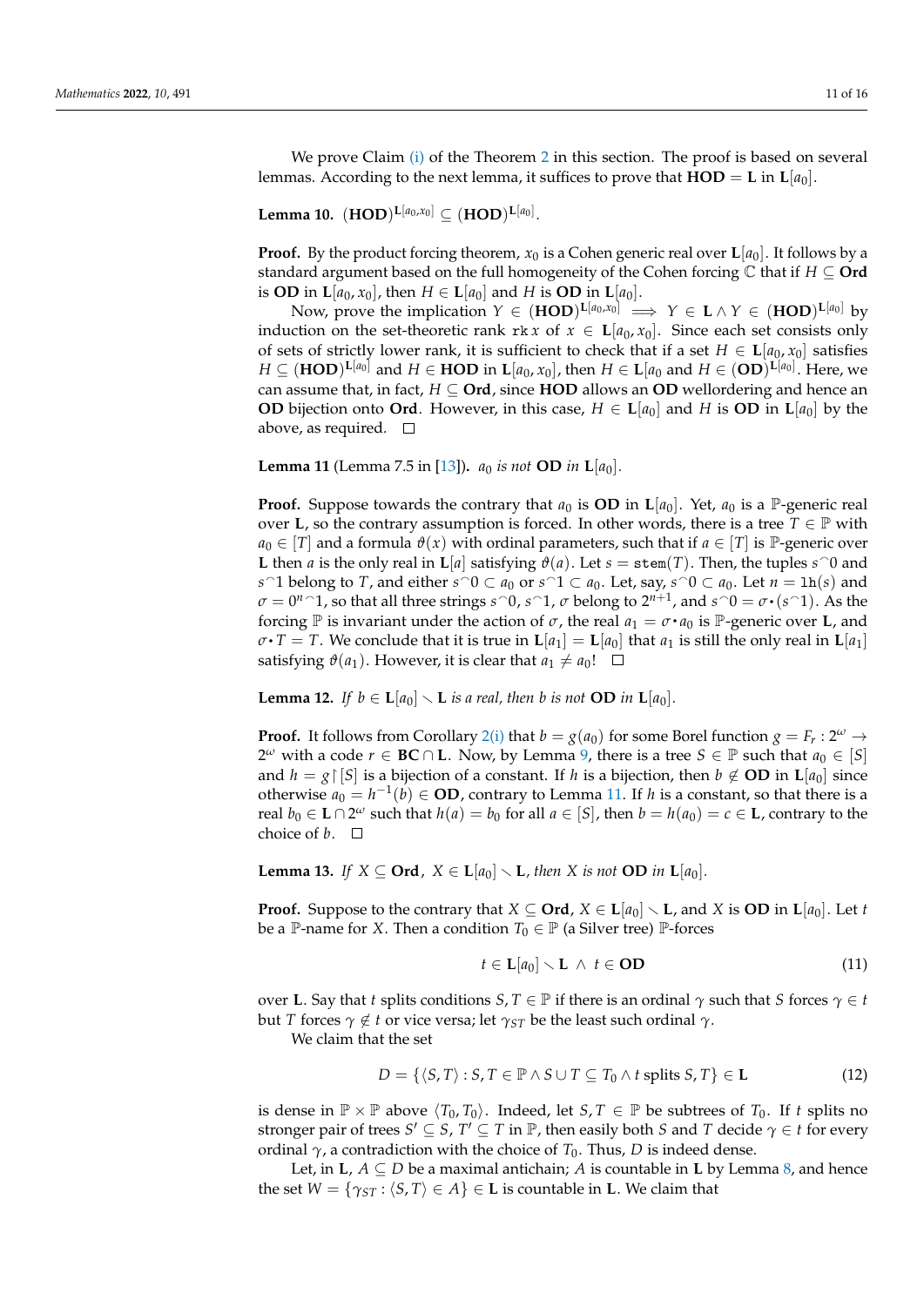We prove Claim (i) of the Theorem 2 in this section. The proof is based on several lemmas. According to the next lemma, it suffices to prove that $\mathbf{HOD} = \mathbf{L}$ in $\mathbf{L}[a_0]$.

**Lemma 10.** $(\mathbf{HOD})^{\mathbf{L}[a_0,x_0]} \subseteq (\mathbf{HOD})^{\mathbf{L}[a_0]}$.

**Proof.** By the product forcing theorem, $x_0$ is a Cohen generic real over $\mathbf{L}[a_0]$. It follows by a standard argument based on the full homogeneity of the Cohen forcing $\mathbb{C}$ that if $H \subseteq \mathbf{Ord}$ is $\mathbf{OD}$ in $\mathbf{L}[a_0, x_0]$, then $H \in \mathbf{L}[a_0]$ and $H$ is $\mathbf{OD}$ in $\mathbf{L}[a_0]$.

Now, prove the implication $Y \in (\mathbf{HOD})^{\mathbf{L}[a_0,x_0]} \implies Y \in \mathbf{L} \wedge Y \in (\mathbf{HOD})^{\mathbf{L}[a_0]}$ by induction on the set-theoretic rank $\mathtt{rk}\, x$ of $x \in \mathbf{L}[a_0, x_0]$. Since each set consists only of sets of strictly lower rank, it is sufficient to check that if a set $H \in \mathbf{L}[a_0, x_0]$ satisfies $H \subseteq (\mathbf{HOD})^{\mathbf{L}[a_0]}$ and $H \in \mathbf{HOD}$ in $\mathbf{L}[a_0, x_0]$, then $H \in \mathbf{L}[a_0$ and $H \in (\mathbf{OD})^{\mathbf{L}[a_0]}$. Here, we can assume that, in fact, $H \subseteq \mathbf{Ord}$, since $\mathbf{HOD}$ allows an $\mathbf{OD}$ wellordering and hence an $\mathbf{OD}$ bijection onto $\mathbf{Ord}$. However, in this case, $H \in \mathbf{L}[a_0]$ and $H$ is $\mathbf{OD}$ in $\mathbf{L}[a_0]$ by the above, as required. $\square$

**Lemma 11** (Lemma 7.5 in [13])**.** *$a_0$ is not $\mathbf{OD}$ in $\mathbf{L}[a_0]$.*

**Proof.** Suppose towards the contrary that $a_0$ is $\mathbf{OD}$ in $\mathbf{L}[a_0]$. Yet, $a_0$ is a $\mathbb{P}$-generic real over $\mathbf{L}$, so the contrary assumption is forced. In other words, there is a tree $T \in \mathbb{P}$ with $a_0 \in [T]$ and a formula $\vartheta(x)$ with ordinal parameters, such that if $a \in [T]$ is $\mathbb{P}$-generic over $\mathbf{L}$ then $a$ is the only real in $\mathbf{L}[a]$ satisfying $\vartheta(a)$. Let $s = \mathtt{stem}(T)$. Then, the tuples $s^\frown 0$ and $s^\frown 1$ belong to $T$, and either $s^\frown 0 \subset a_0$ or $s^\frown 1 \subset a_0$. Let, say, $s^\frown 0 \subset a_0$. Let $n = \mathtt{lh}(s)$ and $\sigma = 0^{n\frown} 1$, so that all three strings $s^\frown 0$, $s^\frown 1$, $\sigma$ belong to $2^{n+1}$, and $s^\frown 0 = \sigma \boldsymbol{\cdot} (s^\frown 1)$. As the forcing $\mathbb{P}$ is invariant under the action of $\sigma$, the real $a_1 = \sigma \boldsymbol{\cdot} a_0$ is $\mathbb{P}$-generic over $\mathbf{L}$, and $\sigma \boldsymbol{\cdot} T = T$. We conclude that it is true in $\mathbf{L}[a_1] = \mathbf{L}[a_0]$ that $a_1$ is still the only real in $\mathbf{L}[a_1]$ satisfying $\vartheta(a_1)$. However, it is clear that $a_1 \neq a_0$! $\square$

**Lemma 12.** *If $b \in \mathbf{L}[a_0] \smallsetminus \mathbf{L}$ is a real, then $b$ is not $\mathbf{OD}$ in $\mathbf{L}[a_0]$.*

**Proof.** It follows from Corollary 2(i) that $b = g(a_0)$ for some Borel function $g = F_r : 2^\omega \to 2^\omega$ with a code $r \in \mathbf{BC} \cap \mathbf{L}$. Now, by Lemma 9, there is a tree $S \in \mathbb{P}$ such that $a_0 \in [S]$ and $h = g \restriction [S]$ is a bijection of a constant. If $h$ is a bijection, then $b \notin \mathbf{OD}$ in $\mathbf{L}[a_0]$ since otherwise $a_0 = h^{-1}(b) \in \mathbf{OD}$, contrary to Lemma 11. If $h$ is a constant, so that there is a real $b_0 \in \mathbf{L} \cap 2^\omega$ such that $h(a) = b_0$ for all $a \in [S]$, then $b = h(a_0) = c \in \mathbf{L}$, contrary to the choice of $b$. $\square$

**Lemma 13.** *If $X \subseteq \mathbf{Ord}$, $X \in \mathbf{L}[a_0] \smallsetminus \mathbf{L}$, then $X$ is not $\mathbf{OD}$ in $\mathbf{L}[a_0]$.*

**Proof.** Suppose to the contrary that $X \subseteq \mathbf{Ord}$, $X \in \mathbf{L}[a_0] \smallsetminus \mathbf{L}$, and $X$ is $\mathbf{OD}$ in $\mathbf{L}[a_0]$. Let $t$ be a $\mathbb{P}$-name for $X$. Then a condition $T_0 \in \mathbb{P}$ (a Silver tree) $\mathbb{P}$-forces

$$t \in \mathbf{L}[a_0] \smallsetminus \mathbf{L} \ \wedge \ t \in \mathbf{OD} \tag{11}$$

over $\mathbf{L}$. Say that $t$ splits conditions $S, T \in \mathbb{P}$ if there is an ordinal $\gamma$ such that $S$ forces $\gamma \in t$ but $T$ forces $\gamma \notin t$ or vice versa; let $\gamma_{ST}$ be the least such ordinal $\gamma$.

We claim that the set

$$D = \{\langle S, T\rangle : S, T \in \mathbb{P} \wedge S \cup T \subseteq T_0 \wedge t \text{ splits } S, T\} \in \mathbf{L} \tag{12}$$

is dense in $\mathbb{P} \times \mathbb{P}$ above $\langle T_0, T_0\rangle$. Indeed, let $S, T \in \mathbb{P}$ be subtrees of $T_0$. If $t$ splits no stronger pair of trees $S' \subseteq S$, $T' \subseteq T$ in $\mathbb{P}$, then easily both $S$ and $T$ decide $\gamma \in t$ for every ordinal $\gamma$, a contradiction with the choice of $T_0$. Thus, $D$ is indeed dense.

Let, in $\mathbf{L}$, $A \subseteq D$ be a maximal antichain; $A$ is countable in $\mathbf{L}$ by Lemma 8, and hence the set $W = \{\gamma_{ST} : \langle S, T\rangle \in A\} \in \mathbf{L}$ is countable in $\mathbf{L}$. We claim that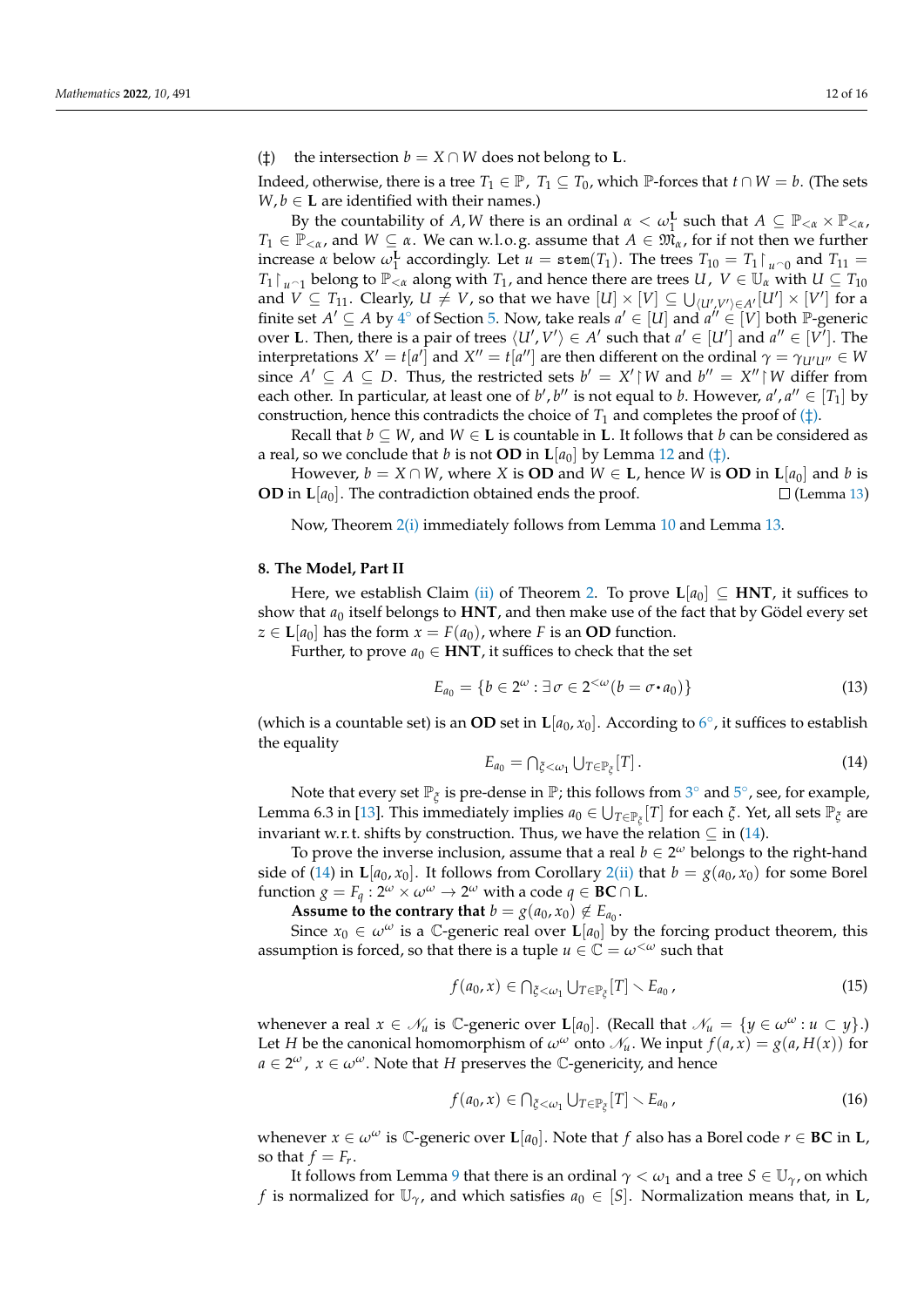(‡) the intersection $b = X \cap W$ does not belong to $\mathbf{L}$.

Indeed, otherwise, there is a tree $T_1 \in \mathbb{P}$, $T_1 \subseteq T_0$, which $\mathbb{P}$-forces that $t \cap W = b$. (The sets $W, b \in \mathbf{L}$ are identified with their names.)

By the countability of $A, W$ there is an ordinal $\alpha < \omega_1^{\mathbf{L}}$ such that $A \subseteq \mathbb{P}_{<\alpha} \times \mathbb{P}_{<\alpha}$, $T_1 \in \mathbb{P}_{<\alpha}$, and $W \subseteq \alpha$. We can w.l.o.g. assume that $A \in \mathfrak{M}_\alpha$, for if not then we further increase $\alpha$ below $\omega_1^{\mathbf{L}}$ accordingly. Let $u = \mathtt{stem}(T_1)$. The trees $T_{10} = T_1 \upharpoonright_{u^\frown 0}$ and $T_{11} = T_1 \upharpoonright_{u^\frown 1}$ belong to $\mathbb{P}_{<\alpha}$ along with $T_1$, and hence there are trees $U$, $V \in \mathbb{U}_\alpha$ with $U \subseteq T_{10}$ and $V \subseteq T_{11}$. Clearly, $U \neq V$, so that we have $[U] \times [V] \subseteq \bigcup_{\langle U', V' \rangle \in A'} [U'] \times [V']$ for a finite set $A' \subseteq A$ by 4° of Section 5. Now, take reals $a' \in [U]$ and $a'' \in [V]$ both $\mathbb{P}$-generic over $\mathbf{L}$. Then, there is a pair of trees $\langle U', V' \rangle \in A'$ such that $a' \in [U']$ and $a'' \in [V']$. The interpretations $X' = t[a']$ and $X'' = t[a'']$ are then different on the ordinal $\gamma = \gamma_{U'U''} \in W$ since $A' \subseteq A \subseteq D$. Thus, the restricted sets $b' = X' \upharpoonright W$ and $b'' = X'' \upharpoonright W$ differ from each other. In particular, at least one of $b', b''$ is not equal to $b$. However, $a', a'' \in [T_1]$ by construction, hence this contradicts the choice of $T_1$ and completes the proof of (‡).

Recall that $b \subseteq W$, and $W \in \mathbf{L}$ is countable in $\mathbf{L}$. It follows that $b$ can be considered as a real, so we conclude that $b$ is not **OD** in $\mathbf{L}[a_0]$ by Lemma 12 and (‡).

However, $b = X \cap W$, where $X$ is **OD** and $W \in \mathbf{L}$, hence $W$ is **OD** in $\mathbf{L}[a_0]$ and $b$ is **OD** in $\mathbf{L}[a_0]$. The contradiction obtained ends the proof. □ (Lemma 13)

Now, Theorem 2(i) immediately follows from Lemma 10 and Lemma 13.

## 8. The Model, Part II

Here, we establish Claim (ii) of Theorem 2. To prove $\mathbf{L}[a_0] \subseteq \mathbf{HNT}$, it suffices to show that $a_0$ itself belongs to **HNT**, and then make use of the fact that by Gödel every set $z \in \mathbf{L}[a_0]$ has the form $x = F(a_0)$, where $F$ is an **OD** function.

Further, to prove $a_0 \in \mathbf{HNT}$, it suffices to check that the set

$$E_{a_0} = \{b \in 2^\omega : \exists\, \sigma \in 2^{<\omega} (b = \sigma \bullet a_0)\} \tag{13}$$

(which is a countable set) is an **OD** set in $\mathbf{L}[a_0, x_0]$. According to 6°, it suffices to establish the equality

$$E_{a_0} = \textstyle\bigcap_{\xi < \omega_1} \bigcup_{T \in \mathbb{P}_\xi} [T]\,. \tag{14}$$

Note that every set $\mathbb{P}_\xi$ is pre-dense in $\mathbb{P}$; this follows from 3° and 5°, see, for example, Lemma 6.3 in [13]. This immediately implies $a_0 \in \bigcup_{T \in \mathbb{P}_\xi} [T]$ for each $\xi$. Yet, all sets $\mathbb{P}_\xi$ are invariant w.r.t. shifts by construction. Thus, we have the relation $\subseteq$ in (14).

To prove the inverse inclusion, assume that a real $b \in 2^\omega$ belongs to the right-hand side of (14) in $\mathbf{L}[a_0, x_0]$. It follows from Corollary 2(ii) that $b = g(a_0, x_0)$ for some Borel function $g = F_q : 2^\omega \times \omega^\omega \to 2^\omega$ with a code $q \in \mathbf{BC} \cap \mathbf{L}$.

**Assume to the contrary that** $b = g(a_0, x_0) \notin E_{a_0}$.

Since $x_0 \in \omega^\omega$ is a $\mathbb{C}$-generic real over $\mathbf{L}[a_0]$ by the forcing product theorem, this assumption is forced, so that there is a tuple $u \in \mathbb{C} = \omega^{<\omega}$ such that

$$f(a_0, x) \in \textstyle\bigcap_{\xi < \omega_1} \bigcup_{T \in \mathbb{P}_\xi} [T] \smallsetminus E_{a_0}\,, \tag{15}$$

whenever a real $x \in \mathscr{N}_u$ is $\mathbb{C}$-generic over $\mathbf{L}[a_0]$. (Recall that $\mathscr{N}_u = \{y \in \omega^\omega : u \subset y\}$.) Let $H$ be the canonical homomorphism of $\omega^\omega$ onto $\mathscr{N}_u$. We input $f(a, x) = g(a, H(x))$ for $a \in 2^\omega$, $x \in \omega^\omega$. Note that $H$ preserves the $\mathbb{C}$-genericity, and hence

$$f(a_0, x) \in \textstyle\bigcap_{\xi < \omega_1} \bigcup_{T \in \mathbb{P}_\xi} [T] \smallsetminus E_{a_0}\,, \tag{16}$$

whenever $x \in \omega^\omega$ is $\mathbb{C}$-generic over $\mathbf{L}[a_0]$. Note that $f$ also has a Borel code $r \in \mathbf{BC}$ in $\mathbf{L}$, so that $f = F_r$.

It follows from Lemma 9 that there is an ordinal $\gamma < \omega_1$ and a tree $S \in \mathbb{U}_\gamma$, on which $f$ is normalized for $\mathbb{U}_\gamma$, and which satisfies $a_0 \in [S]$. Normalization means that, in $\mathbf{L}$,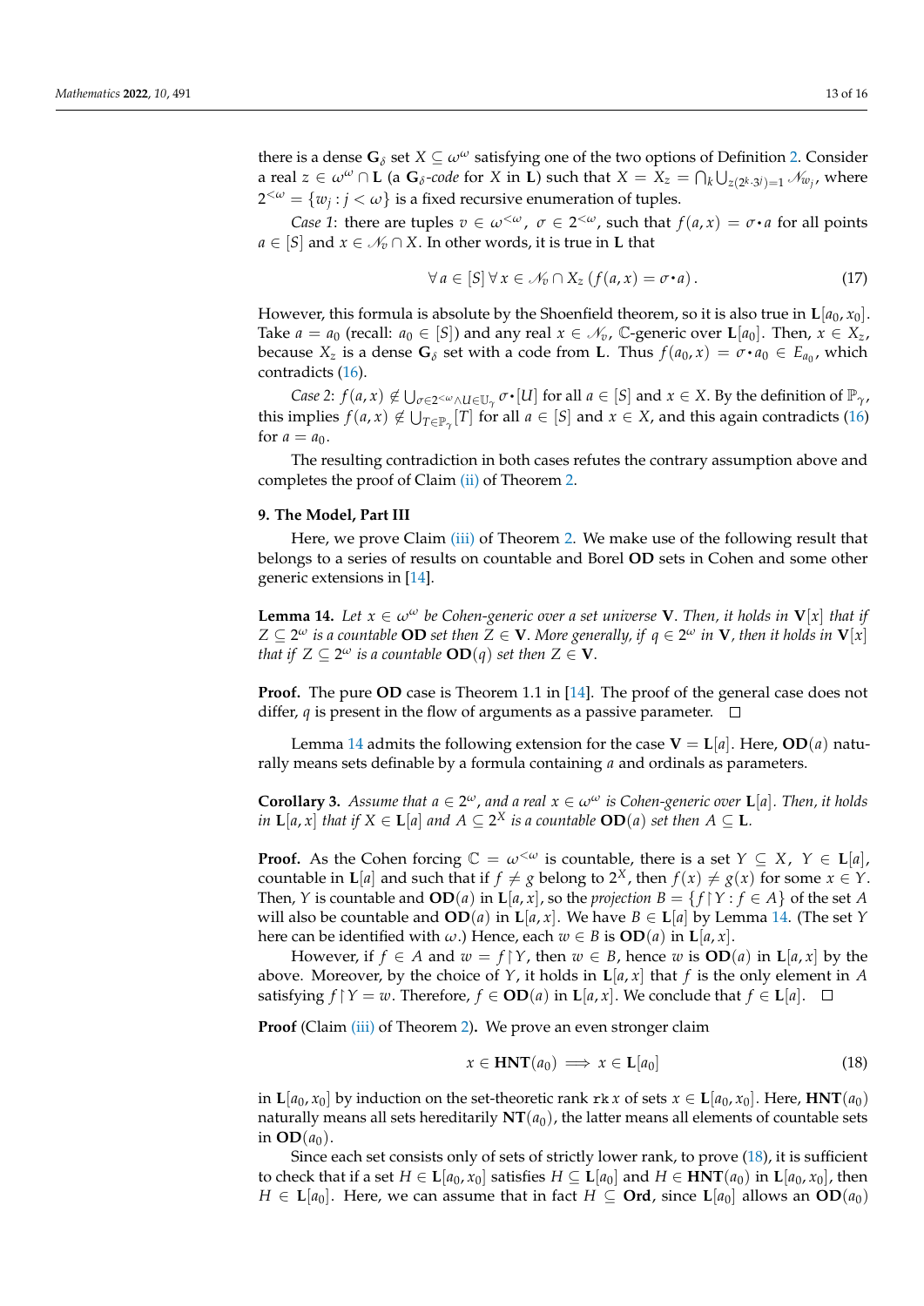there is a dense $\mathbf{G}_\delta$ set $X \subseteq \omega^\omega$ satisfying one of the two options of Definition 2. Consider a real $z \in \omega^\omega \cap \mathbf{L}$ (a $\mathbf{G}_\delta$*-code* for $X$ in $\mathbf{L}$) such that $X = X_z = \bigcap_k \bigcup_{z(2^k \cdot 3^j)=1} \mathscr{N}_{w_j}$, where $2^{<\omega} = \{w_j : j < \omega\}$ is a fixed recursive enumeration of tuples.

*Case 1*: there are tuples $v \in \omega^{<\omega}$, $\sigma \in 2^{<\omega}$, such that $f(a,x) = \sigma \cdot a$ for all points $a \in [S]$ and $x \in \mathscr{N}_v \cap X$. In other words, it is true in $\mathbf{L}$ that

$$\forall\, a \in [S]\, \forall\, x \in \mathscr{N}_v \cap X_z\, (f(a,x) = \sigma \cdot a)\,. \tag{17}$$

However, this formula is absolute by the Shoenfield theorem, so it is also true in $\mathbf{L}[a_0, x_0]$. Take $a = a_0$ (recall: $a_0 \in [S]$) and any real $x \in \mathscr{N}_v$, $\mathbb{C}$-generic over $\mathbf{L}[a_0]$. Then, $x \in X_z$, because $X_z$ is a dense $\mathbf{G}_\delta$ set with a code from $\mathbf{L}$. Thus $f(a_0, x) = \sigma \cdot a_0 \in E_{a_0}$, which contradicts (16).

*Case 2*: $f(a,x) \notin \bigcup_{\sigma \in 2^{<\omega} \wedge U \in \mathbb{U}_\gamma} \sigma \cdot [U]$ for all $a \in [S]$ and $x \in X$. By the definition of $\mathbb{P}_\gamma$, this implies $f(a,x) \notin \bigcup_{T \in \mathbb{P}_\gamma} [T]$ for all $a \in [S]$ and $x \in X$, and this again contradicts (16) for $a = a_0$.

The resulting contradiction in both cases refutes the contrary assumption above and completes the proof of Claim (ii) of Theorem 2.

## 9. The Model, Part III

Here, we prove Claim (iii) of Theorem 2. We make use of the following result that belongs to a series of results on countable and Borel **OD** sets in Cohen and some other generic extensions in [14].

**Lemma 14.** *Let $x \in \omega^\omega$ be Cohen-generic over a set universe $\mathbf{V}$. Then, it holds in $\mathbf{V}[x]$ that if $Z \subseteq 2^\omega$ is a countable* **OD** *set then $Z \in \mathbf{V}$. More generally, if $q \in 2^\omega$ in $\mathbf{V}$, then it holds in $\mathbf{V}[x]$ that if $Z \subseteq 2^\omega$ is a countable $\mathbf{OD}(q)$ set then $Z \in \mathbf{V}$.*

**Proof.** The pure **OD** case is Theorem 1.1 in [14]. The proof of the general case does not differ, $q$ is present in the flow of arguments as a passive parameter. □

Lemma 14 admits the following extension for the case $\mathbf{V} = \mathbf{L}[a]$. Here, $\mathbf{OD}(a)$ naturally means sets definable by a formula containing $a$ and ordinals as parameters.

**Corollary 3.** *Assume that $a \in 2^\omega$, and a real $x \in \omega^\omega$ is Cohen-generic over $\mathbf{L}[a]$. Then, it holds in $\mathbf{L}[a,x]$ that if $X \in \mathbf{L}[a]$ and $A \subseteq 2^X$ is a countable $\mathbf{OD}(a)$ set then $A \subseteq \mathbf{L}$.*

**Proof.** As the Cohen forcing $\mathbb{C} = \omega^{<\omega}$ is countable, there is a set $Y \subseteq X$, $Y \in \mathbf{L}[a]$, countable in $\mathbf{L}[a]$ and such that if $f \neq g$ belong to $2^X$, then $f(x) \neq g(x)$ for some $x \in Y$. Then, $Y$ is countable and $\mathbf{OD}(a)$ in $\mathbf{L}[a,x]$, so the *projection* $B = \{f \restriction Y : f \in A\}$ of the set $A$ will also be countable and $\mathbf{OD}(a)$ in $\mathbf{L}[a,x]$. We have $B \in \mathbf{L}[a]$ by Lemma 14. (The set $Y$ here can be identified with $\omega$.) Hence, each $w \in B$ is $\mathbf{OD}(a)$ in $\mathbf{L}[a,x]$.

However, if $f \in A$ and $w = f \restriction Y$, then $w \in B$, hence $w$ is $\mathbf{OD}(a)$ in $\mathbf{L}[a,x]$ by the above. Moreover, by the choice of $Y$, it holds in $\mathbf{L}[a,x]$ that $f$ is the only element in $A$ satisfying $f \restriction Y = w$. Therefore, $f \in \mathbf{OD}(a)$ in $\mathbf{L}[a,x]$. We conclude that $f \in \mathbf{L}[a]$. □

**Proof** (Claim (iii) of Theorem 2)**.** We prove an even stronger claim

$$x \in \mathbf{HNT}(a_0) \implies x \in \mathbf{L}[a_0] \tag{18}$$

in $\mathbf{L}[a_0, x_0]$ by induction on the set-theoretic rank $\mathtt{rk}\, x$ of sets $x \in \mathbf{L}[a_0, x_0]$. Here, $\mathbf{HNT}(a_0)$ naturally means all sets hereditarily $\mathbf{NT}(a_0)$, the latter means all elements of countable sets in $\mathbf{OD}(a_0)$.

Since each set consists only of sets of strictly lower rank, to prove (18), it is sufficient to check that if a set $H \in \mathbf{L}[a_0, x_0]$ satisfies $H \subseteq \mathbf{L}[a_0]$ and $H \in \mathbf{HNT}(a_0)$ in $\mathbf{L}[a_0, x_0]$, then $H \in \mathbf{L}[a_0]$. Here, we can assume that in fact $H \subseteq \mathbf{Ord}$, since $\mathbf{L}[a_0]$ allows an $\mathbf{OD}(a_0)$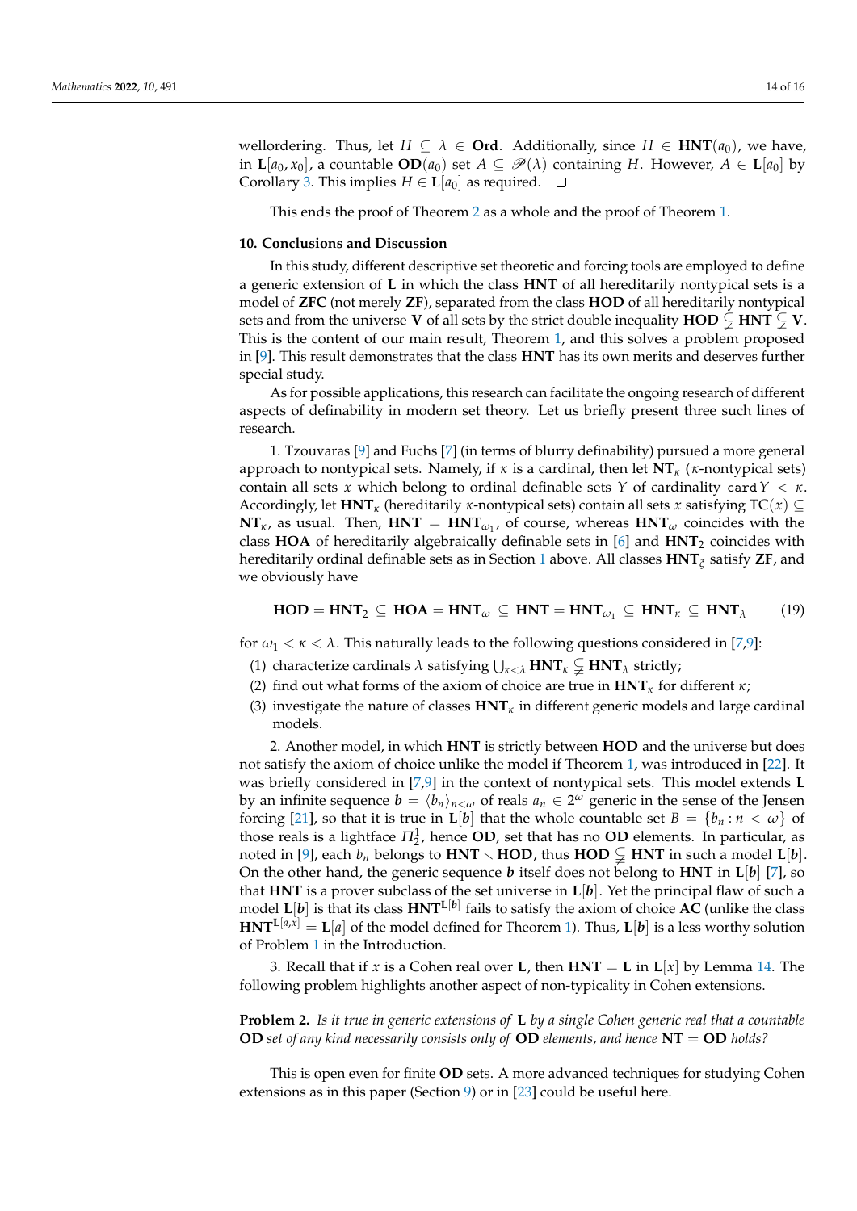wellordering. Thus, let $H \subseteq \lambda \in \mathbf{Ord}$. Additionally, since $H \in \mathbf{HNT}(a_0)$, we have, in $\mathbf{L}[a_0, x_0]$, a countable $\mathbf{OD}(a_0)$ set $A \subseteq \mathscr{P}(\lambda)$ containing $H$. However, $A \in \mathbf{L}[a_0]$ by Corollary 3. This implies $H \in \mathbf{L}[a_0]$ as required. $\square$

This ends the proof of Theorem 2 as a whole and the proof of Theorem 1.

## 10. Conclusions and Discussion

In this study, different descriptive set theoretic and forcing tools are employed to define a generic extension of $\mathbf{L}$ in which the class $\mathbf{HNT}$ of all hereditarily nontypical sets is a model of $\mathbf{ZFC}$ (not merely $\mathbf{ZF}$), separated from the class $\mathbf{HOD}$ of all hereditarily nontypical sets and from the universe $\mathbf{V}$ of all sets by the strict double inequality $\mathbf{HOD} \subsetneqq \mathbf{HNT} \subsetneqq \mathbf{V}$. This is the content of our main result, Theorem 1, and this solves a problem proposed in [9]. This result demonstrates that the class $\mathbf{HNT}$ has its own merits and deserves further special study.

As for possible applications, this research can facilitate the ongoing research of different aspects of definability in modern set theory. Let us briefly present three such lines of research.

1. Tzouvaras [9] and Fuchs [7] (in terms of blurry definability) pursued a more general approach to nontypical sets. Namely, if $\kappa$ is a cardinal, then let $\mathbf{NT}_\kappa$ ($\kappa$-nontypical sets) contain all sets $x$ which belong to ordinal definable sets $Y$ of cardinality $\mathtt{card}\, Y < \kappa$. Accordingly, let $\mathbf{HNT}_\kappa$ (hereditarily $\kappa$-nontypical sets) contain all sets $x$ satisfying $\mathrm{TC}(x) \subseteq \mathbf{NT}_\kappa$, as usual. Then, $\mathbf{HNT} = \mathbf{HNT}_{\omega_1}$, of course, whereas $\mathbf{HNT}_\omega$ coincides with the class $\mathbf{HOA}$ of hereditarily algebraically definable sets in [6] and $\mathbf{HNT}_2$ coincides with hereditarily ordinal definable sets as in Section 1 above. All classes $\mathbf{HNT}_\xi$ satisfy $\mathbf{ZF}$, and we obviously have

$$\mathbf{HOD} = \mathbf{HNT}_2 \subseteq \mathbf{HOA} = \mathbf{HNT}_\omega \subseteq \mathbf{HNT} = \mathbf{HNT}_{\omega_1} \subseteq \mathbf{HNT}_\kappa \subseteq \mathbf{HNT}_\lambda \tag{19}$$

for $\omega_1 < \kappa < \lambda$. This naturally leads to the following questions considered in [7,9]:

(1) characterize cardinals $\lambda$ satisfying $\bigcup_{\kappa<\lambda} \mathbf{HNT}_\kappa \subsetneqq \mathbf{HNT}_\lambda$ strictly;
(2) find out what forms of the axiom of choice are true in $\mathbf{HNT}_\kappa$ for different $\kappa$;
(3) investigate the nature of classes $\mathbf{HNT}_\kappa$ in different generic models and large cardinal models.

2. Another model, in which $\mathbf{HNT}$ is strictly between $\mathbf{HOD}$ and the universe but does not satisfy the axiom of choice unlike the model if Theorem 1, was introduced in [22]. It was briefly considered in [7,9] in the context of nontypical sets. This model extends $\mathbf{L}$ by an infinite sequence $\boldsymbol{b} = \langle b_n \rangle_{n<\omega}$ of reals $a_n \in 2^\omega$ generic in the sense of the Jensen forcing [21], so that it is true in $\mathbf{L}[\boldsymbol{b}]$ that the whole countable set $B = \{b_n : n < \omega\}$ of those reals is a lightface $\Pi^1_2$, hence $\mathbf{OD}$, set that has no $\mathbf{OD}$ elements. In particular, as noted in [9], each $b_n$ belongs to $\mathbf{HNT} \smallsetminus \mathbf{HOD}$, thus $\mathbf{HOD} \subsetneqq \mathbf{HNT}$ in such a model $\mathbf{L}[\boldsymbol{b}]$. On the other hand, the generic sequence $\boldsymbol{b}$ itself does not belong to $\mathbf{HNT}$ in $\mathbf{L}[\boldsymbol{b}]$ [7], so that $\mathbf{HNT}$ is a prover subclass of the set universe in $\mathbf{L}[\boldsymbol{b}]$. Yet the principal flaw of such a model $\mathbf{L}[\boldsymbol{b}]$ is that its class $\mathbf{HNT}^{\mathbf{L}[\boldsymbol{b}]}$ fails to satisfy the axiom of choice $\mathbf{AC}$ (unlike the class $\mathbf{HNT}^{\mathbf{L}[a,x]} = \mathbf{L}[a]$ of the model defined for Theorem 1). Thus, $\mathbf{L}[\boldsymbol{b}]$ is a less worthy solution of Problem 1 in the Introduction.

3. Recall that if $x$ is a Cohen real over $\mathbf{L}$, then $\mathbf{HNT} = \mathbf{L}$ in $\mathbf{L}[x]$ by Lemma 14. The following problem highlights another aspect of non-typicality in Cohen extensions.

**Problem 2.** *Is it true in generic extensions of* $\mathbf{L}$ *by a single Cohen generic real that a countable* $\mathbf{OD}$ *set of any kind necessarily consists only of* $\mathbf{OD}$ *elements, and hence* $\mathbf{NT} = \mathbf{OD}$ *holds?*

This is open even for finite $\mathbf{OD}$ sets. A more advanced techniques for studying Cohen extensions as in this paper (Section 9) or in [23] could be useful here.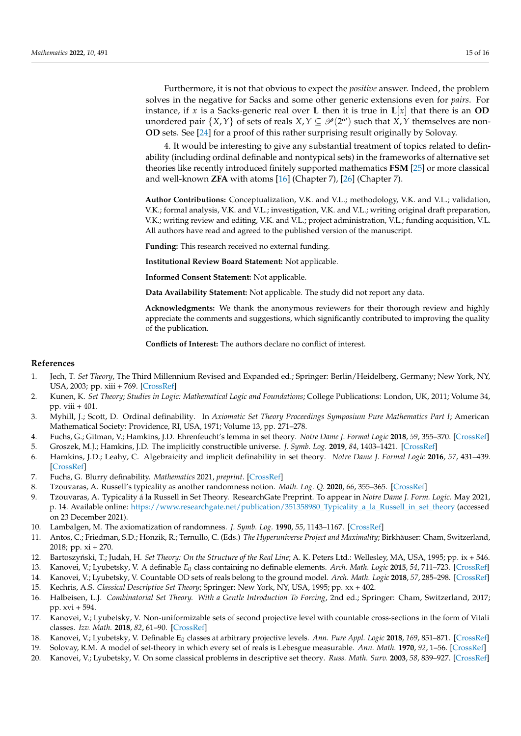Furthermore, it is not that obvious to expect the *positive* answer. Indeed, the problem solves in the negative for Sacks and some other generic extensions even for *pairs*. For instance, if $x$ is a Sacks-generic real over $\mathbf{L}$ then it is true in $\mathbf{L}[x]$ that there is an **OD** unordered pair $\{X, Y\}$ of sets of reals $X, Y \subseteq \mathscr{P}(2^\omega)$ such that $X, Y$ themselves are non-**OD** sets. See [24] for a proof of this rather surprising result originally by Solovay.

4. It would be interesting to give any substantial treatment of topics related to definability (including ordinal definable and nontypical sets) in the frameworks of alternative set theories like recently introduced finitely supported mathematics **FSM** [25] or more classical and well-known **ZFA** with atoms [16] (Chapter 7), [26] (Chapter 7).

**Author Contributions:** Conceptualization, V.K. and V.L.; methodology, V.K. and V.L.; validation, V.K.; formal analysis, V.K. and V.L.; investigation, V.K. and V.L.; writing original draft preparation, V.K.; writing review and editing, V.K. and V.L.; project administration, V.L.; funding acquisition, V.L. All authors have read and agreed to the published version of the manuscript.

**Funding:** This research received no external funding.

**Institutional Review Board Statement:** Not applicable.

**Informed Consent Statement:** Not applicable.

**Data Availability Statement:** Not applicable. The study did not report any data.

**Acknowledgments:** We thank the anonymous reviewers for their thorough review and highly appreciate the comments and suggestions, which significantly contributed to improving the quality of the publication.

**Conflicts of Interest:** The authors declare no conflict of interest.

## References

1. Jech, T. *Set Theory*, The Third Millennium Revised and Expanded ed.; Springer: Berlin/Heidelberg, Germany; New York, NY, USA, 2003; pp. xiii + 769. [CrossRef]
2. Kunen, K. *Set Theory*; *Studies in Logic: Mathematical Logic and Foundations*; College Publications: London, UK, 2011; Volume 34, pp. viii + 401.
3. Myhill, J.; Scott, D. Ordinal definability. In *Axiomatic Set Theory Proceedings Symposium Pure Mathematics Part I*; American Mathematical Society: Providence, RI, USA, 1971; Volume 13, pp. 271–278.
4. Fuchs, G.; Gitman, V.; Hamkins, J.D. Ehrenfeucht's lemma in set theory. *Notre Dame J. Formal Logic* **2018**, *59*, 355–370. [CrossRef]
5. Groszek, M.J.; Hamkins, J.D. The implicitly constructible universe. *J. Symb. Log.* **2019**, *84*, 1403–1421. [CrossRef]
6. Hamkins, J.D.; Leahy, C. Algebraicity and implicit definability in set theory. *Notre Dame J. Formal Logic* **2016**, *57*, 431–439. [CrossRef]
7. Fuchs, G. Blurry definability. *Mathematics* 2021, *preprint*. [CrossRef]
8. Tzouvaras, A. Russell's typicality as another randomness notion. *Math. Log. Q.* **2020**, *66*, 355–365. [CrossRef]
9. Tzouvaras, A. Typicality á la Russell in Set Theory. ResearchGate Preprint. To appear in *Notre Dame J. Form. Logic*. May 2021, p. 14. Available online: https://www.researchgate.net/publication/351358980_Typicality_a_la_Russell_in_set_theory (accessed on 23 December 2021).
10. Lambalgen, M. The axiomatization of randomness. *J. Symb. Log.* **1990**, *55*, 1143–1167. [CrossRef]
11. Antos, C.; Friedman, S.D.; Honzik, R.; Ternullo, C. (Eds.) *The Hyperuniverse Project and Maximality*; Birkhäuser: Cham, Switzerland, 2018; pp. xi + 270.
12. Bartoszyński, T.; Judah, H. *Set Theory: On the Structure of the Real Line*; A. K. Peters Ltd.: Wellesley, MA, USA, 1995; pp. ix + 546.
13. Kanovei, V.; Lyubetsky, V. A definable $E_0$ class containing no definable elements. *Arch. Math. Logic* **2015**, *54*, 711–723. [CrossRef]
14. Kanovei, V.; Lyubetsky, V. Countable OD sets of reals belong to the ground model. *Arch. Math. Logic* **2018**, *57*, 285–298. [CrossRef]
15. Kechris, A.S. *Classical Descriptive Set Theory*; Springer: New York, NY, USA, 1995; pp. xx + 402.
16. Halbeisen, L.J. *Combinatorial Set Theory. With a Gentle Introduction To Forcing*, 2nd ed.; Springer: Cham, Switzerland, 2017; pp. xvi + 594.
17. Kanovei, V.; Lyubetsky, V. Non-uniformizable sets of second projective level with countable cross-sections in the form of Vitali classes. *Izv. Math.* **2018**, *82*, 61–90. [CrossRef]
18. Kanovei, V.; Lyubetsky, V. Definable $\mathsf{E}_0$ classes at arbitrary projective levels. *Ann. Pure Appl. Logic* **2018**, *169*, 851–871. [CrossRef]
19. Solovay, R.M. A model of set-theory in which every set of reals is Lebesgue measurable. *Ann. Math.* **1970**, *92*, 1–56. [CrossRef]
20. Kanovei, V.; Lyubetsky, V. On some classical problems in descriptive set theory. *Russ. Math. Surv.* **2003**, *58*, 839–927. [CrossRef]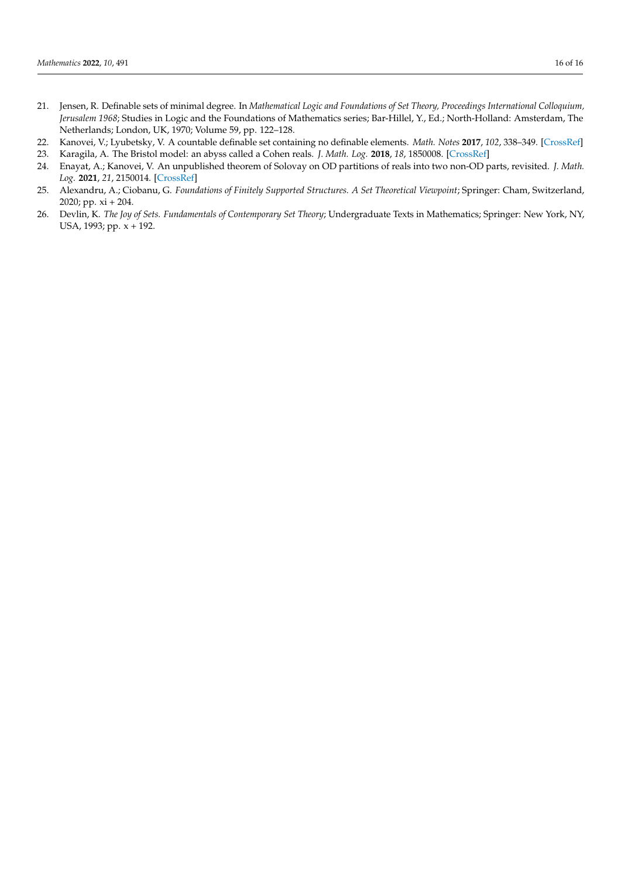21. Jensen, R. Definable sets of minimal degree. In *Mathematical Logic and Foundations of Set Theory, Proceedings International Colloquium, Jerusalem 1968*; Studies in Logic and the Foundations of Mathematics series; Bar-Hillel, Y., Ed.; North-Holland: Amsterdam, The Netherlands; London, UK, 1970; Volume 59, pp. 122–128.
22. Kanovei, V.; Lyubetsky, V. A countable definable set containing no definable elements. *Math. Notes* **2017**, *102*, 338–349. [CrossRef]
23. Karagila, A. The Bristol model: an abyss called a Cohen reals. *J. Math. Log.* **2018**, *18*, 1850008. [CrossRef]
24. Enayat, A.; Kanovei, V. An unpublished theorem of Solovay on OD partitions of reals into two non-OD parts, revisited. *J. Math. Log.* **2021**, *21*, 2150014. [CrossRef]
25. Alexandru, A.; Ciobanu, G. *Foundations of Finitely Supported Structures. A Set Theoretical Viewpoint*; Springer: Cham, Switzerland, 2020; pp. xi + 204.
26. Devlin, K. *The Joy of Sets. Fundamentals of Contemporary Set Theory*; Undergraduate Texts in Mathematics; Springer: New York, NY, USA, 1993; pp. x + 192.